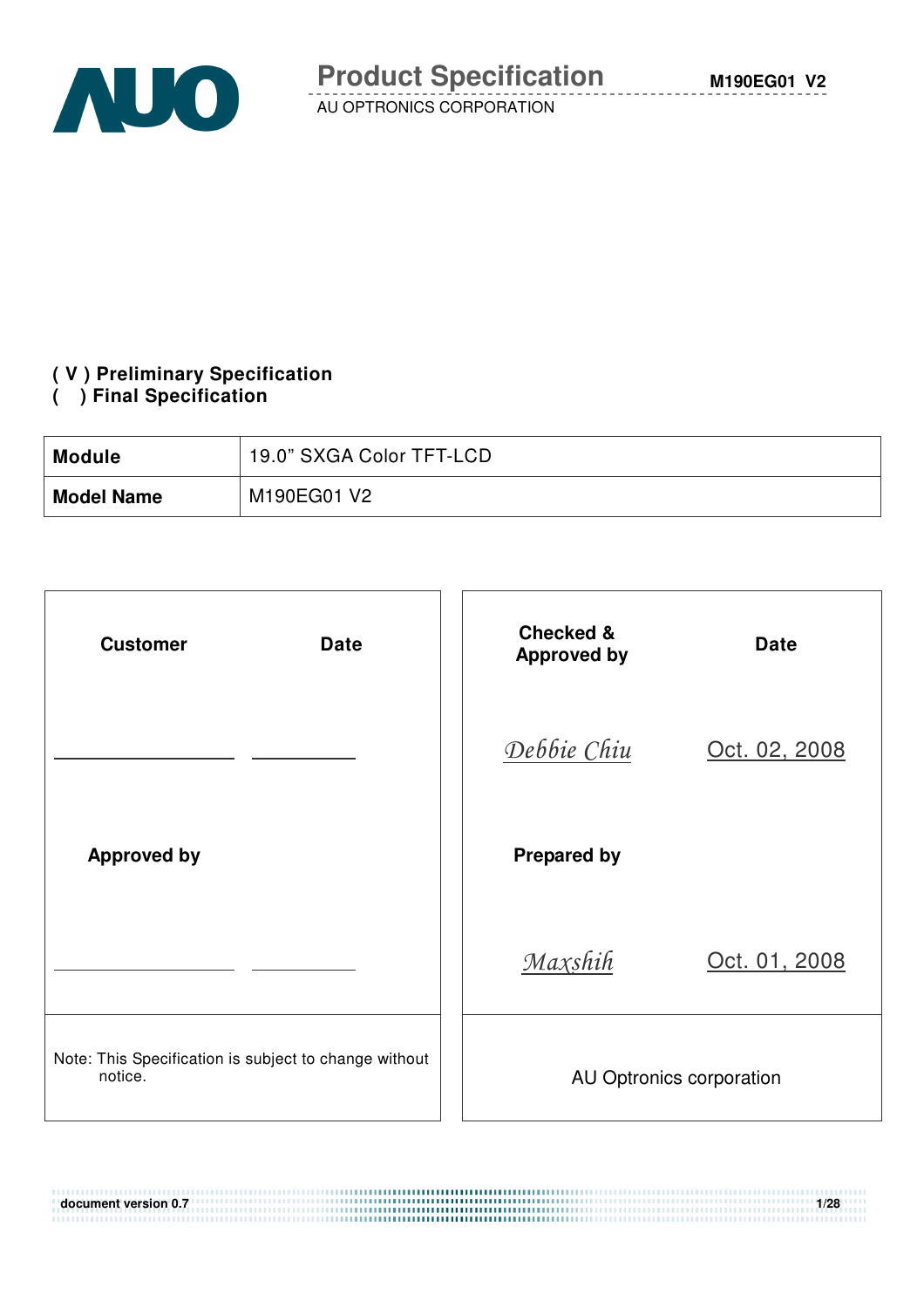# Product Specification

AU OPTRONICS CORPORATION

M190EG01 V2

**( V ) Preliminary Specification**
**(   ) Final Specification**

| **Module** | 19.0" SXGA Color TFT-LCD |
|---|---|
| **Model Name** | M190EG01 V2 |

| **Customer** | **Date** | **Checked & Approved by** | **Date** |
|---|---|---|---|
| ________ | ________ | *Debbie Chiu* | Oct. 02, 2008 |
| **Approved by** | | **Prepared by** | |
| ________ | ________ | *Maxshih* | Oct. 01, 2008 |
| Note: This Specification is subject to change without notice. | | AU Optronics corporation | |

document version 0.7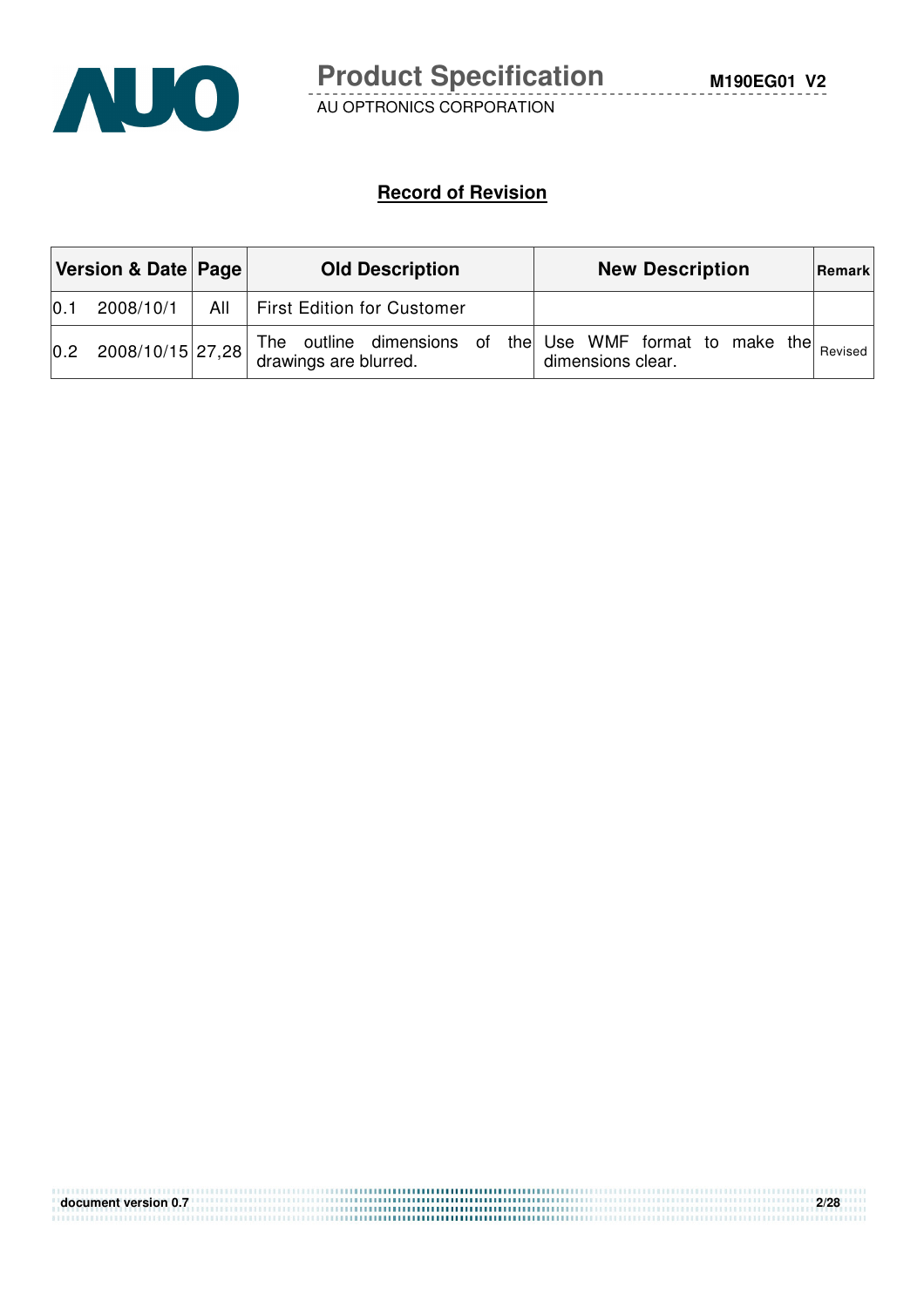## Record of Revision

| Version & Date | Page | Old Description | New Description | Remark |
|---|---|---|---|---|
| 0.1 2008/10/1 | All | First Edition for Customer | | |
| 0.2 2008/10/15 | 27,28 | The outline dimensions of the drawings are blurred. | Use WMF format to make the dimensions clear. | Revised |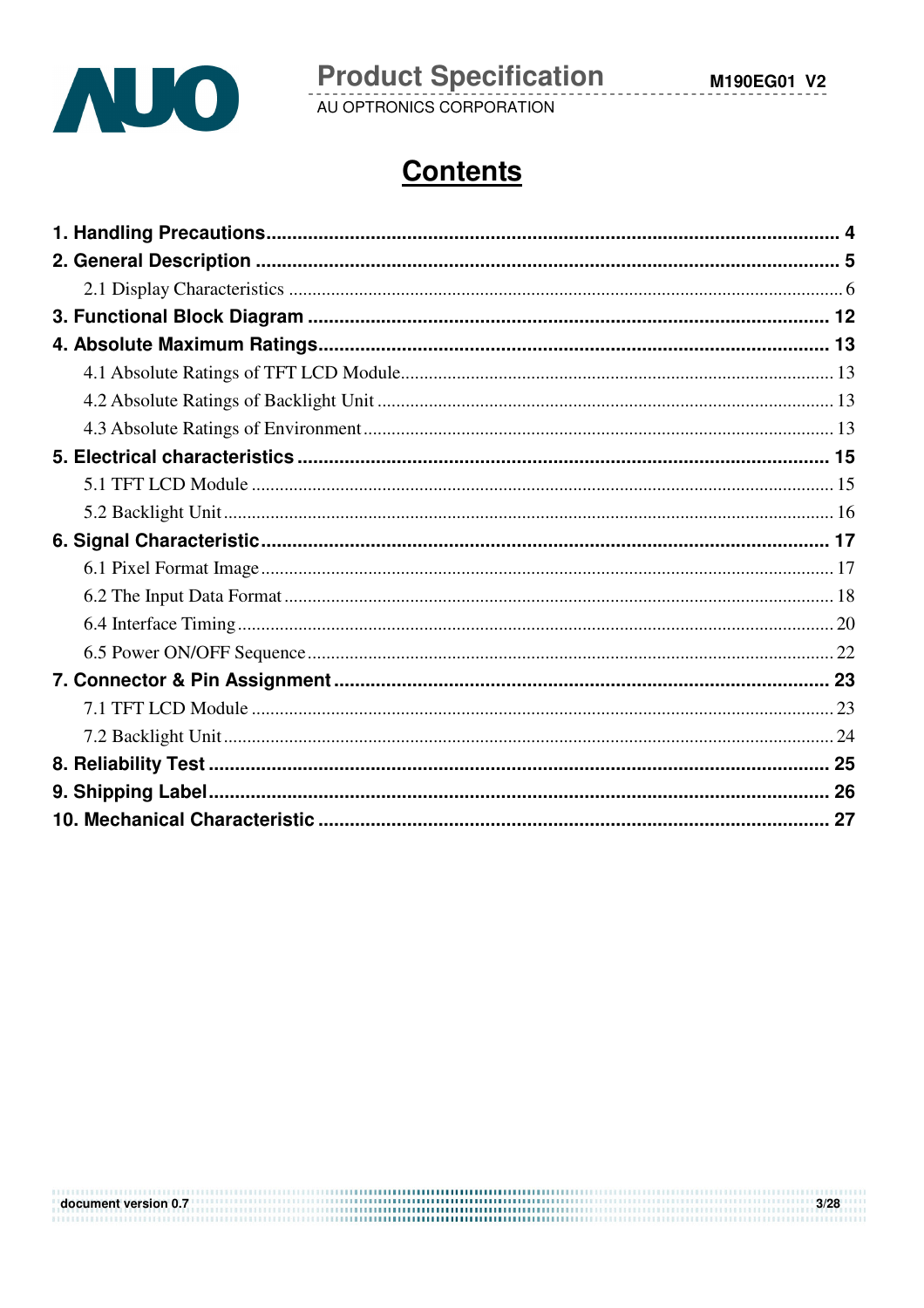# Contents

**1. Handling Precautions** ........ **4**

**2. General Description** ........ **5**

2.1 Display Characteristics ........ 6

**3. Functional Block Diagram** ........ **12**

**4. Absolute Maximum Ratings** ........ **13**

4.1 Absolute Ratings of TFT LCD Module ........ 13

4.2 Absolute Ratings of Backlight Unit ........ 13

4.3 Absolute Ratings of Environment ........ 13

**5. Electrical characteristics** ........ **15**

5.1 TFT LCD Module ........ 15

5.2 Backlight Unit ........ 16

**6. Signal Characteristic** ........ **17**

6.1 Pixel Format Image ........ 17

6.2 The Input Data Format ........ 18

6.4 Interface Timing ........ 20

6.5 Power ON/OFF Sequence ........ 22

**7. Connector & Pin Assignment** ........ **23**

7.1 TFT LCD Module ........ 23

7.2 Backlight Unit ........ 24

**8. Reliability Test** ........ **25**

**9. Shipping Label** ........ **26**

**10. Mechanical Characteristic** ........ **27**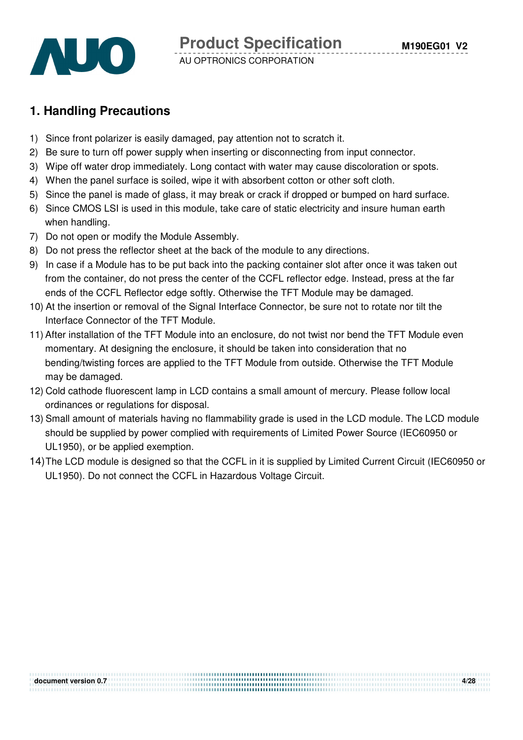## 1. Handling Precautions

1) Since front polarizer is easily damaged, pay attention not to scratch it.
2) Be sure to turn off power supply when inserting or disconnecting from input connector.
3) Wipe off water drop immediately. Long contact with water may cause discoloration or spots.
4) When the panel surface is soiled, wipe it with absorbent cotton or other soft cloth.
5) Since the panel is made of glass, it may break or crack if dropped or bumped on hard surface.
6) Since CMOS LSI is used in this module, take care of static electricity and insure human earth when handling.
7) Do not open or modify the Module Assembly.
8) Do not press the reflector sheet at the back of the module to any directions.
9) In case if a Module has to be put back into the packing container slot after once it was taken out from the container, do not press the center of the CCFL reflector edge. Instead, press at the far ends of the CCFL Reflector edge softly. Otherwise the TFT Module may be damaged.
10) At the insertion or removal of the Signal Interface Connector, be sure not to rotate nor tilt the Interface Connector of the TFT Module.
11) After installation of the TFT Module into an enclosure, do not twist nor bend the TFT Module even momentary. At designing the enclosure, it should be taken into consideration that no bending/twisting forces are applied to the TFT Module from outside. Otherwise the TFT Module may be damaged.
12) Cold cathode fluorescent lamp in LCD contains a small amount of mercury. Please follow local ordinances or regulations for disposal.
13) Small amount of materials having no flammability grade is used in the LCD module. The LCD module should be supplied by power complied with requirements of Limited Power Source (IEC60950 or UL1950), or be applied exemption.
14) The LCD module is designed so that the CCFL in it is supplied by Limited Current Circuit (IEC60950 or UL1950). Do not connect the CCFL in Hazardous Voltage Circuit.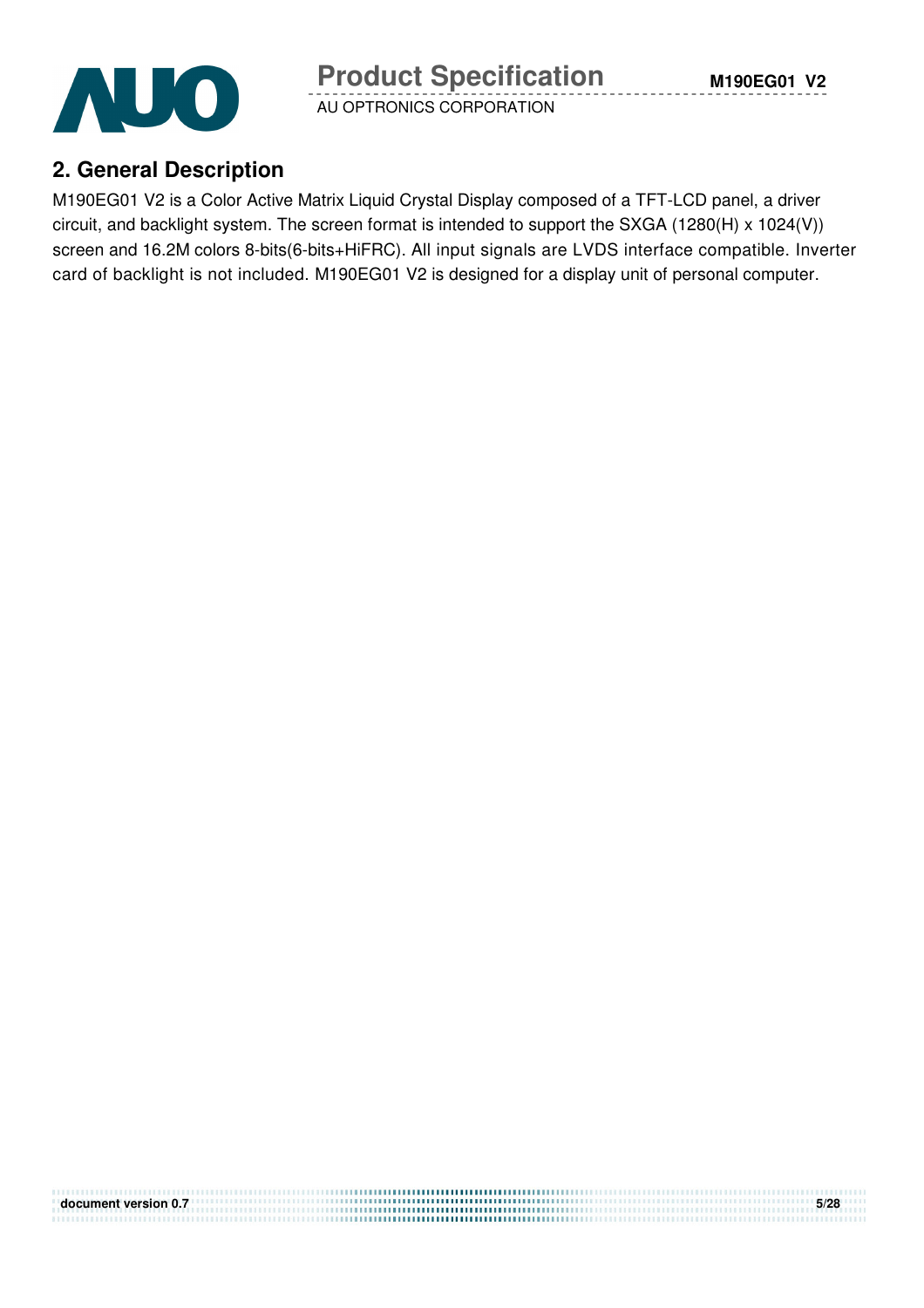## 2. General Description

M190EG01 V2 is a Color Active Matrix Liquid Crystal Display composed of a TFT-LCD panel, a driver circuit, and backlight system. The screen format is intended to support the SXGA (1280(H) x 1024(V)) screen and 16.2M colors 8-bits(6-bits+HiFRC). All input signals are LVDS interface compatible. Inverter card of backlight is not included. M190EG01 V2 is designed for a display unit of personal computer.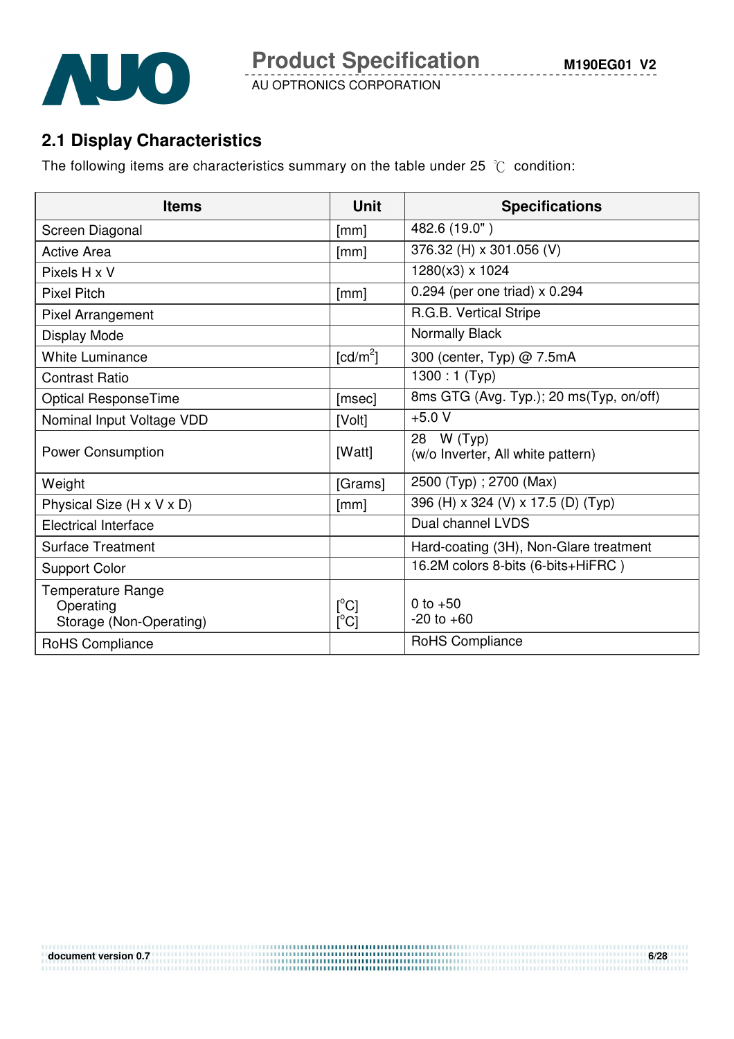## 2.1 Display Characteristics

The following items are characteristics summary on the table under 25 ℃ condition:

| Items | Unit | Specifications |
|---|---|---|
| Screen Diagonal | [mm] | 482.6 (19.0" ) |
| Active Area | [mm] | 376.32 (H) x 301.056 (V) |
| Pixels H x V | | 1280(x3) x 1024 |
| Pixel Pitch | [mm] | 0.294 (per one triad) x 0.294 |
| Pixel Arrangement | | R.G.B. Vertical Stripe |
| Display Mode | | Normally Black |
| White Luminance | [cd/m$^2$] | 300 (center, Typ) @ 7.5mA |
| Contrast Ratio | | 1300 : 1 (Typ) |
| Optical ResponseTime | [msec] | 8ms GTG (Avg. Typ.); 20 ms(Typ, on/off) |
| Nominal Input Voltage VDD | [Volt] | +5.0 V |
| Power Consumption | [Watt] | 28 W (Typ)<br>(w/o Inverter, All white pattern) |
| Weight | [Grams] | 2500 (Typ) ; 2700 (Max) |
| Physical Size (H x V x D) | [mm] | 396 (H) x 324 (V) x 17.5 (D) (Typ) |
| Electrical Interface | | Dual channel LVDS |
| Surface Treatment | | Hard-coating (3H), Non-Glare treatment |
| Support Color | | 16.2M colors 8-bits (6-bits+HiFRC ) |
| Temperature Range<br>Operating<br>Storage (Non-Operating) | <br>[°C]<br>[°C] | <br>0 to +50<br>-20 to +60 |
| RoHS Compliance | | RoHS Compliance |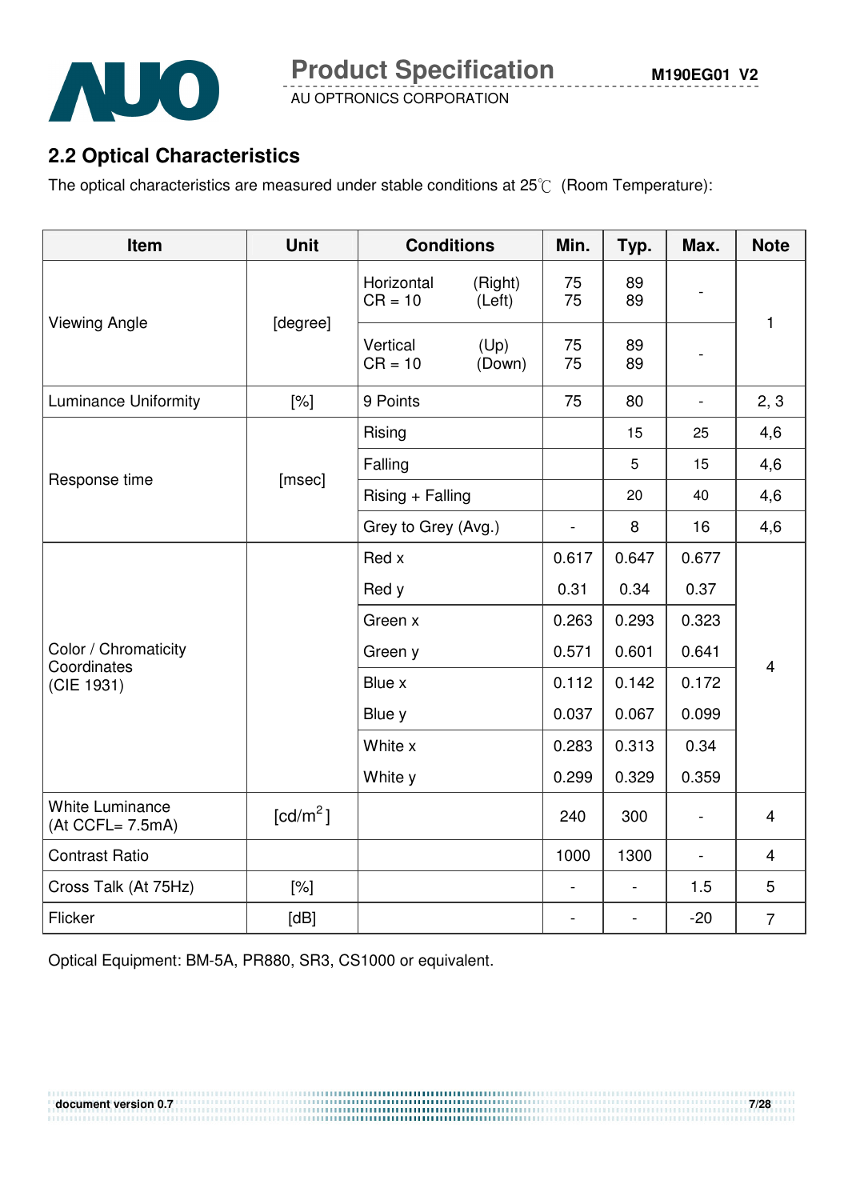## 2.2 Optical Characteristics

The optical characteristics are measured under stable conditions at 25℃ (Room Temperature):

| Item | Unit | Conditions | Min. | Typ. | Max. | Note |
|---|---|---|---|---|---|---|
| Viewing Angle | [degree] | Horizontal (Right) CR = 10 (Left) | 75<br>75 | 89<br>89 | - | 1 |
| | | Vertical (Up) CR = 10 (Down) | 75<br>75 | 89<br>89 | - | |
| Luminance Uniformity | [%] | 9 Points | 75 | 80 | - | 2, 3 |
| Response time | [msec] | Rising | | 15 | 25 | 4,6 |
| | | Falling | | 5 | 15 | 4,6 |
| | | Rising + Falling | | 20 | 40 | 4,6 |
| | | Grey to Grey (Avg.) | - | 8 | 16 | 4,6 |
| Color / Chromaticity Coordinates (CIE 1931) | | Red x | 0.617 | 0.647 | 0.677 | 4 |
| | | Red y | 0.31 | 0.34 | 0.37 | |
| | | Green x | 0.263 | 0.293 | 0.323 | |
| | | Green y | 0.571 | 0.601 | 0.641 | |
| | | Blue x | 0.112 | 0.142 | 0.172 | |
| | | Blue y | 0.037 | 0.067 | 0.099 | |
| | | White x | 0.283 | 0.313 | 0.34 | |
| | | White y | 0.299 | 0.329 | 0.359 | |
| White Luminance (At CCFL= 7.5mA) | [$cd/m^2$] | | 240 | 300 | - | 4 |
| Contrast Ratio | | | 1000 | 1300 | - | 4 |
| Cross Talk (At 75Hz) | [%] | | - | - | 1.5 | 5 |
| Flicker | [dB] | | - | - | -20 | 7 |

Optical Equipment: BM-5A, PR880, SR3, CS1000 or equivalent.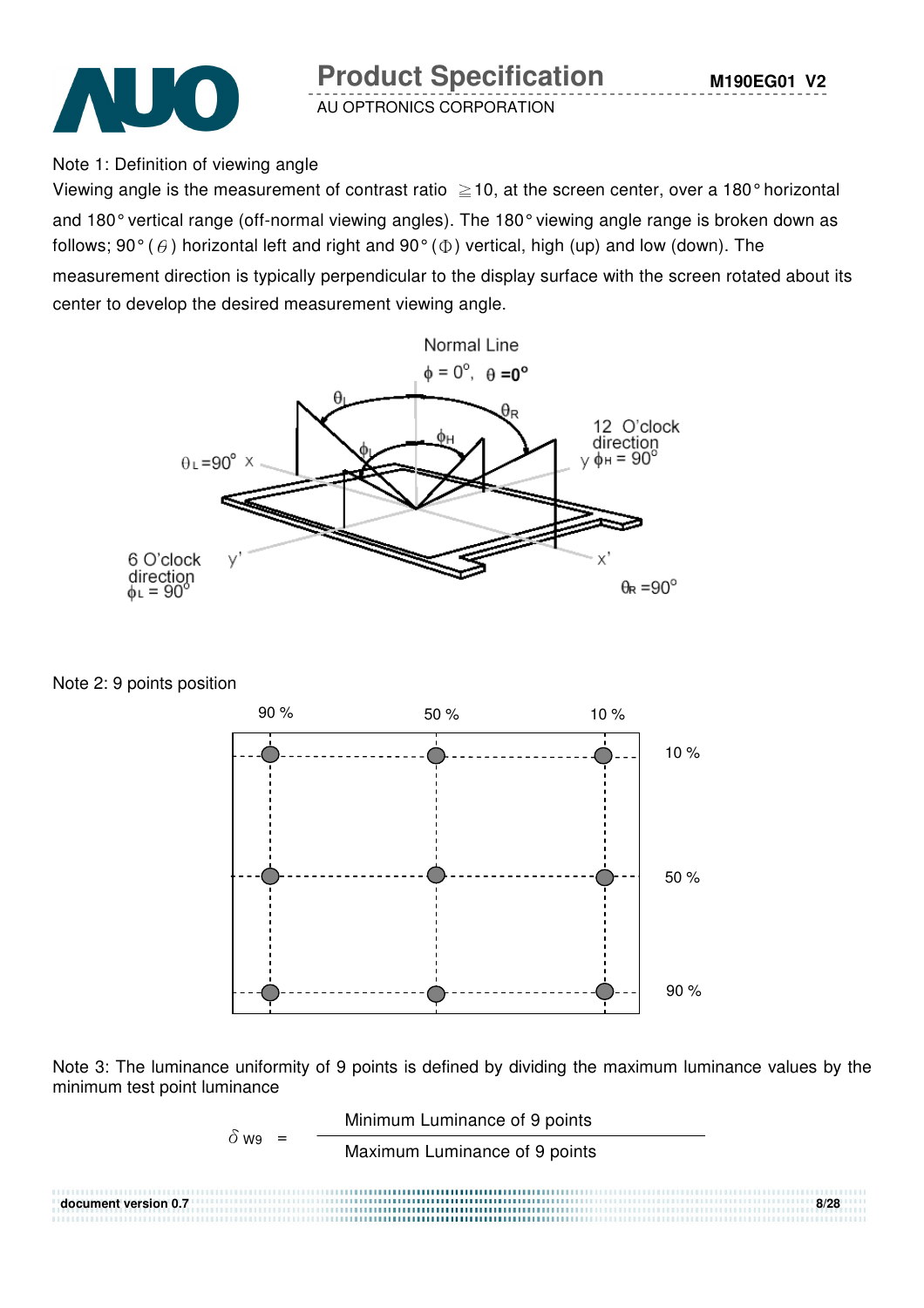Note 1: Definition of viewing angle

Viewing angle is the measurement of contrast ratio ≧10, at the screen center, over a 180° horizontal and 180° vertical range (off-normal viewing angles). The 180° viewing angle range is broken down as follows; 90° ($\theta$) horizontal left and right and 90° ($\Phi$) vertical, high (up) and low (down). The measurement direction is typically perpendicular to the display surface with the screen rotated about its center to develop the desired measurement viewing angle.

Normal Line
$\phi = 0^{\circ}$, $\theta = 0^{\circ}$

$\theta_L$ = 90° x

12 O'clock direction
y $\phi_H = 90^{\circ}$

6 O'clock direction
$\phi_L = 90^{\circ}$

$\theta_R = 90^{\circ}$

Note 2: 9 points position

| | 90 % | 50 % | 10 % |
|---|---|---|---|
| 10 % | ● | ● | ● |
| 50 % | ● | ● | ● |
| 90 % | ● | ● | ● |

Note 3: The luminance uniformity of 9 points is defined by dividing the maximum luminance values by the minimum test point luminance

$$\delta_{W9} = \frac{\text{Minimum Luminance of 9 points}}{\text{Maximum Luminance of 9 points}}$$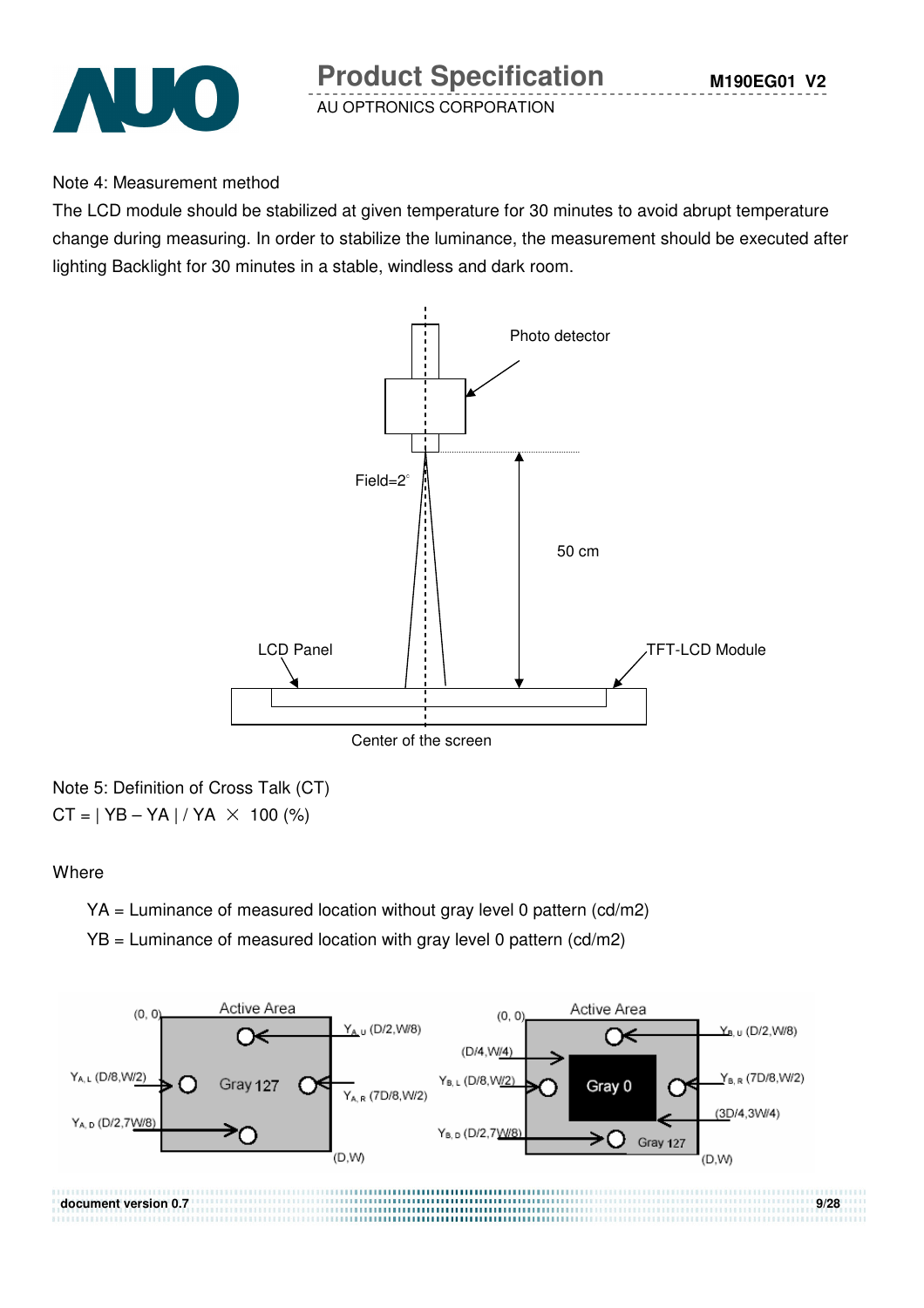Note 4: Measurement method

The LCD module should be stabilized at given temperature for 30 minutes to avoid abrupt temperature change during measuring. In order to stabilize the luminance, the measurement should be executed after lighting Backlight for 30 minutes in a stable, windless and dark room.

Note 5: Definition of Cross Talk (CT)

$$CT = | YB - YA | / YA \times 100 (\%)$$

Where

YA = Luminance of measured location without gray level 0 pattern (cd/m2)

YB = Luminance of measured location with gray level 0 pattern (cd/m2)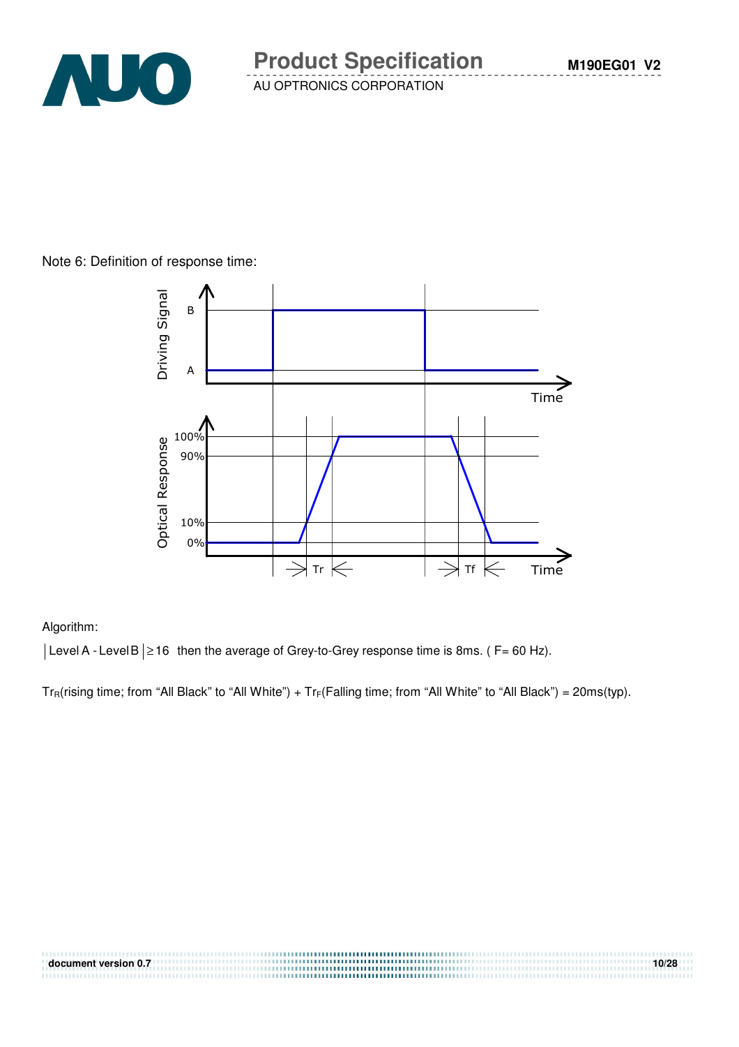Note 6: Definition of response time:

Algorithm:

$|\text{Level A} - \text{Level B}| \geq 16$ then the average of Grey-to-Grey response time is 8ms. ( F= 60 Hz).

$Tr_R$(rising time; from "All Black" to "All White") + $Tr_F$(Falling time; from "All White" to "All Black") = 20ms(typ).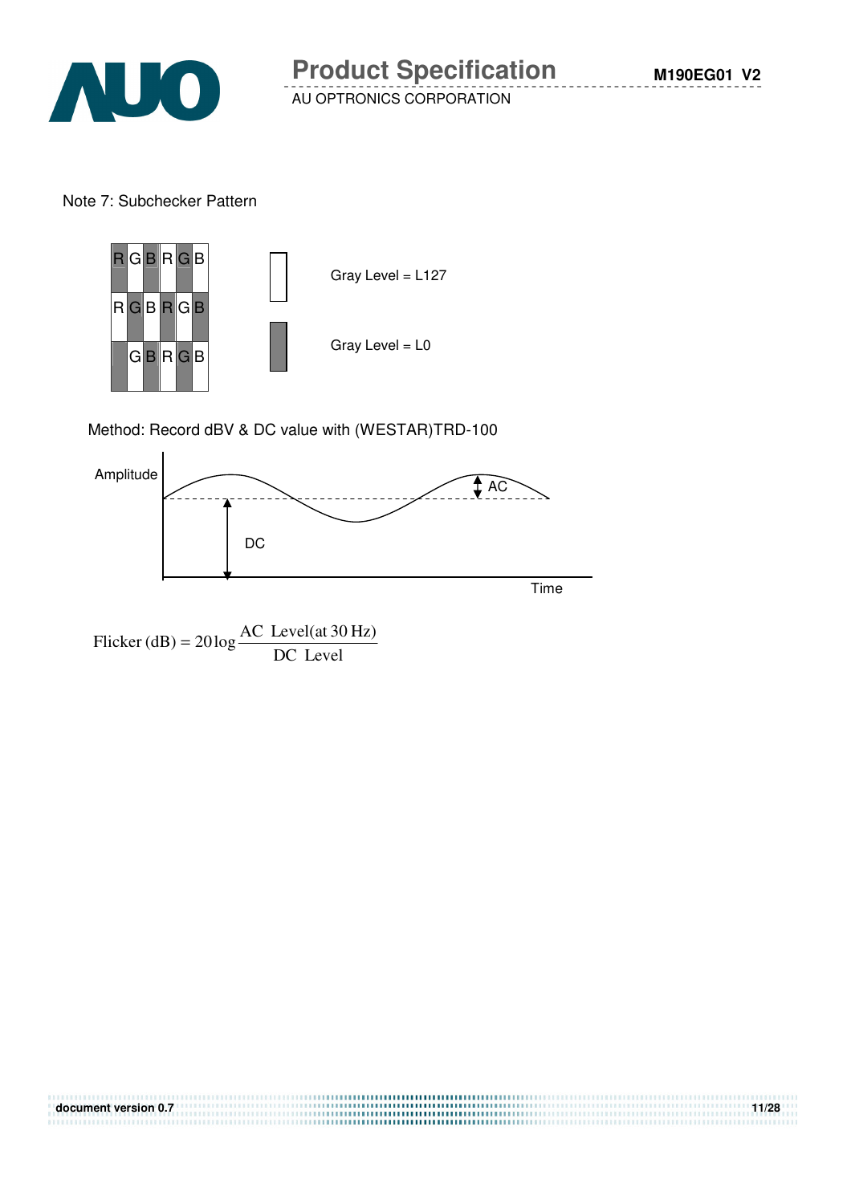Note 7: Subchecker Pattern

| R | G | B | R | G | B |
|---|---|---|---|---|---|
| R | G | B | R | G | B |
|  | G | B | R | G | B |

Gray Level = L127

Gray Level = L0

Method: Record dBV & DC value with (WESTAR)TRD-100

Amplitude

AC

DC

Time

$$\text{Flicker (dB)} = 20\log\frac{\text{AC Level(at 30 Hz)}}{\text{DC Level}}$$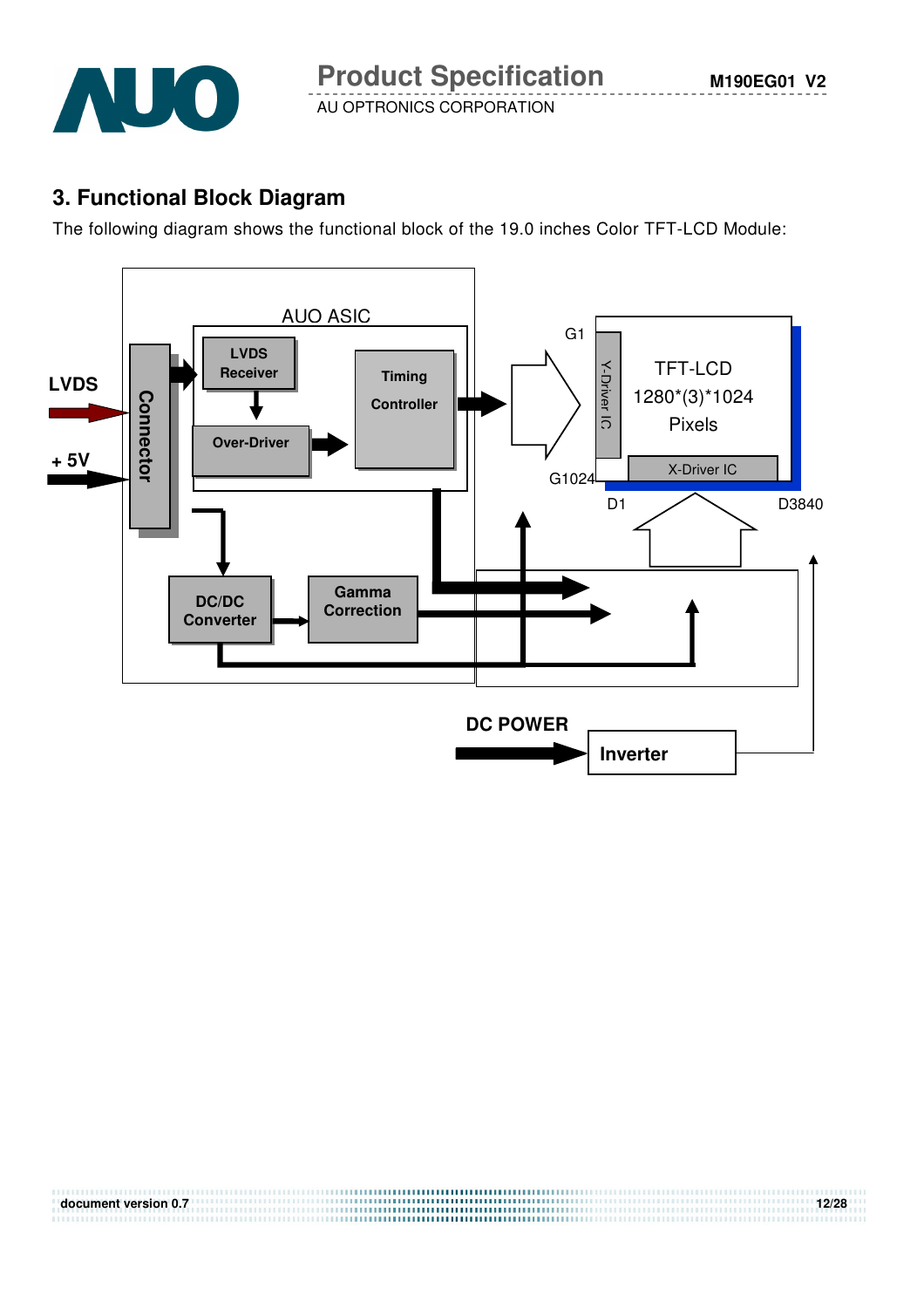## 3. Functional Block Diagram

The following diagram shows the functional block of the 19.0 inches Color TFT-LCD Module:

LVDS

+ 5V

Connector

AUO ASIC

LVDS Receiver

Over-Driver

Timing Controller

DC/DC Converter

Gamma Correction

G1

G1024

Y-Driver IC

TFT-LCD 1280*(3)*1024 Pixels

X-Driver IC

D1

D3840

DC POWER

Inverter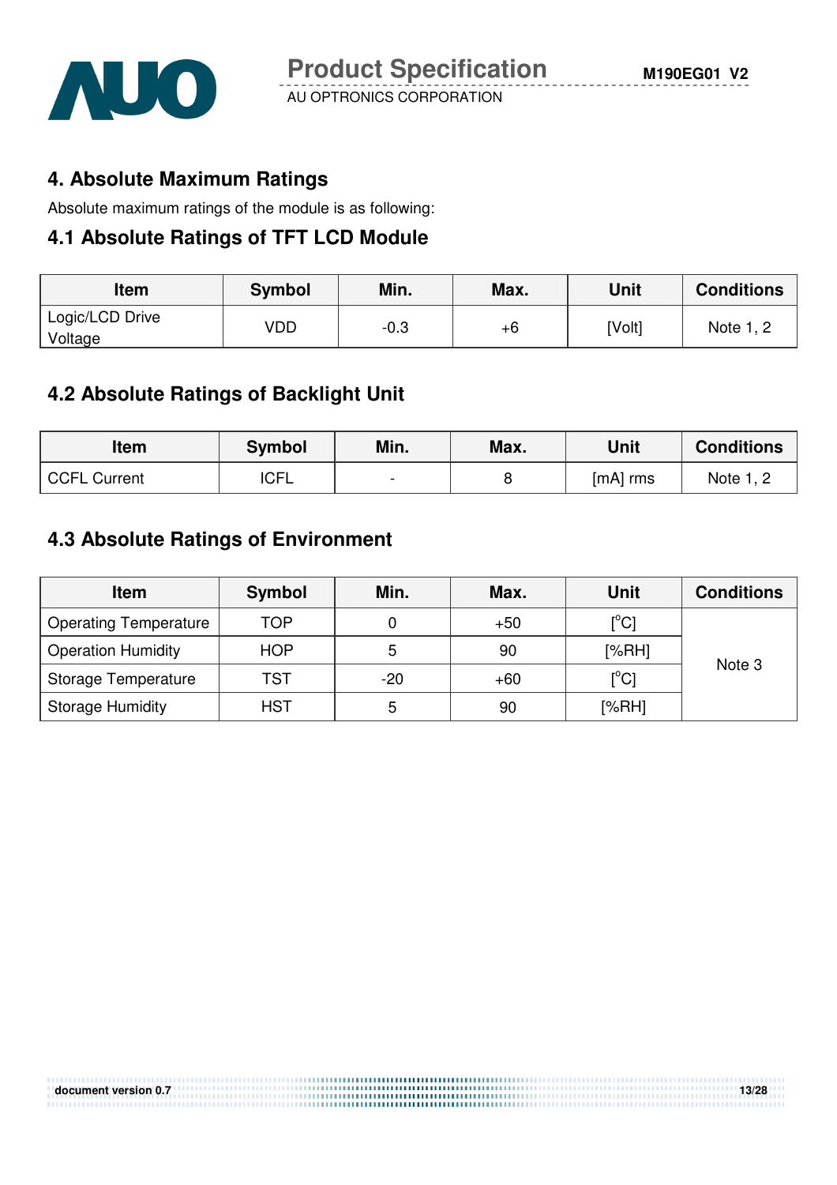## 4. Absolute Maximum Ratings

Absolute maximum ratings of the module is as following:

### 4.1 Absolute Ratings of TFT LCD Module

| Item | Symbol | Min. | Max. | Unit | Conditions |
|---|---|---|---|---|---|
| Logic/LCD Drive Voltage | VDD | -0.3 | +6 | [Volt] | Note 1, 2 |

### 4.2 Absolute Ratings of Backlight Unit

| Item | Symbol | Min. | Max. | Unit | Conditions |
|---|---|---|---|---|---|
| CCFL Current | ICFL | - | 8 | [mA] rms | Note 1, 2 |

### 4.3 Absolute Ratings of Environment

| Item | Symbol | Min. | Max. | Unit | Conditions |
|---|---|---|---|---|---|
| Operating Temperature | TOP | 0 | +50 | [°C] | Note 3 |
| Operation Humidity | HOP | 5 | 90 | [%RH] | |
| Storage Temperature | TST | -20 | +60 | [°C] | |
| Storage Humidity | HST | 5 | 90 | [%RH] | |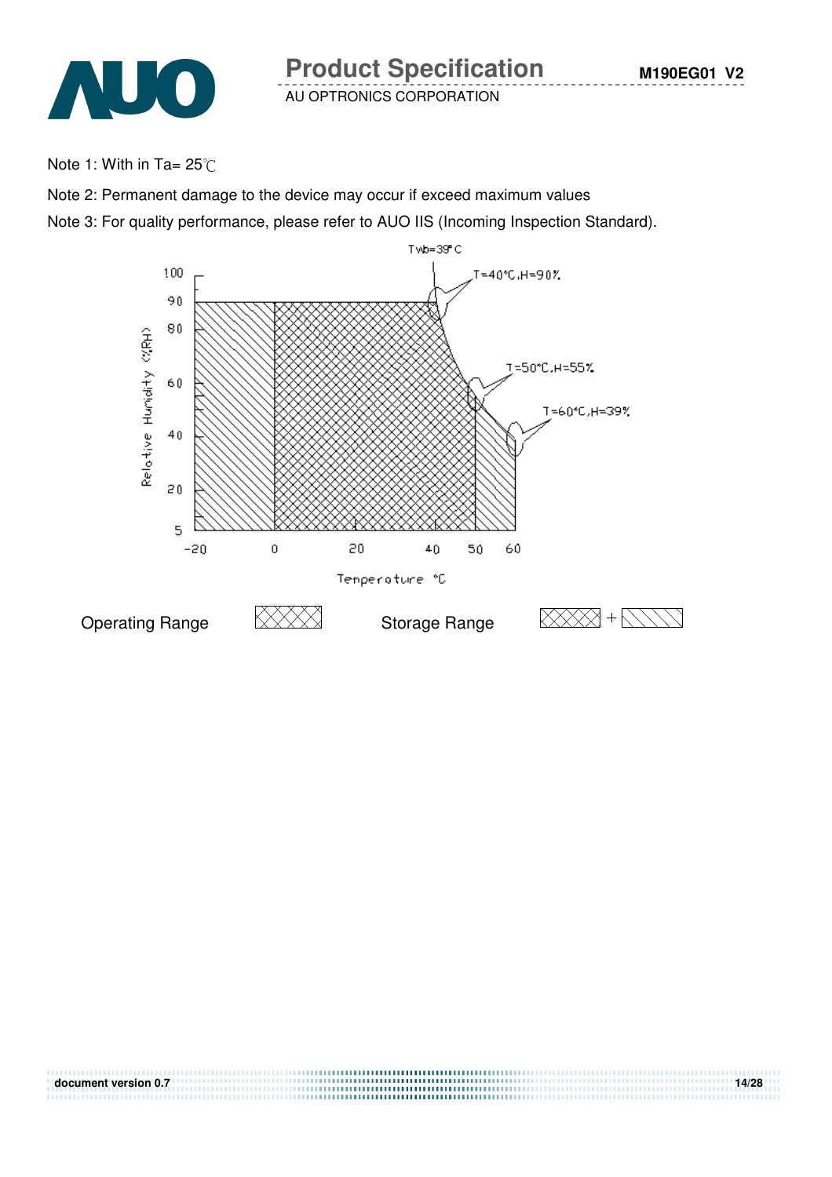Note 1: With in Ta= 25℃

Note 2: Permanent damage to the device may occur if exceed maximum values

Note 3: For quality performance, please refer to AUO IIS (Incoming Inspection Standard).

Twb=39°C

T=40°C,H=90%

T=50°C,H=55%

T=60°C,H=39%

Relative Humidity (%RH)

Temperature °C

Operating Range

Storage Range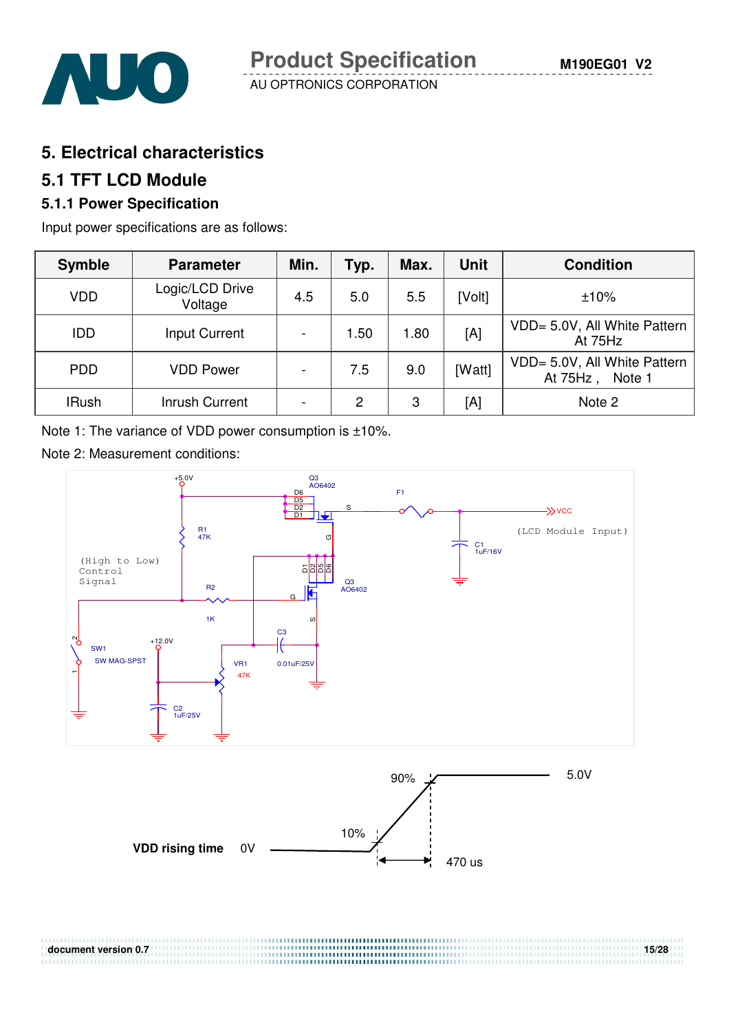## 5. Electrical characteristics

## 5.1 TFT LCD Module

### 5.1.1 Power Specification

Input power specifications are as follows:

| Symble | Parameter | Min. | Typ. | Max. | Unit | Condition |
|---|---|---|---|---|---|---|
| VDD | Logic/LCD Drive Voltage | 4.5 | 5.0 | 5.5 | [Volt] | ±10% |
| IDD | Input Current | - | 1.50 | 1.80 | [A] | VDD= 5.0V, All White Pattern At 75Hz |
| PDD | VDD Power | - | 7.5 | 9.0 | [Watt] | VDD= 5.0V, All White Pattern At 75Hz , Note 1 |
| IRush | Inrush Current | - | 2 | 3 | [A] | Note 2 |

Note 1: The variance of VDD power consumption is ±10%.

Note 2: Measurement conditions:

+5.0V, Q3 AO6402, D6 D5 D2 D1, S, F1, VCC, (LCD Module Input), R1 47K, G, C1 1uF/16V, (High to Low) Control Signal, D1 D2 D5 D6, Q3 AO6402, R2, G, 1K, S, C3, SW1, SW MAG-SPST, +12.0V, VR1 47K, 0.01uF/25V, C2 1uF/25V

VDD rising time 0V, 10%, 90%, 5.0V, 470 us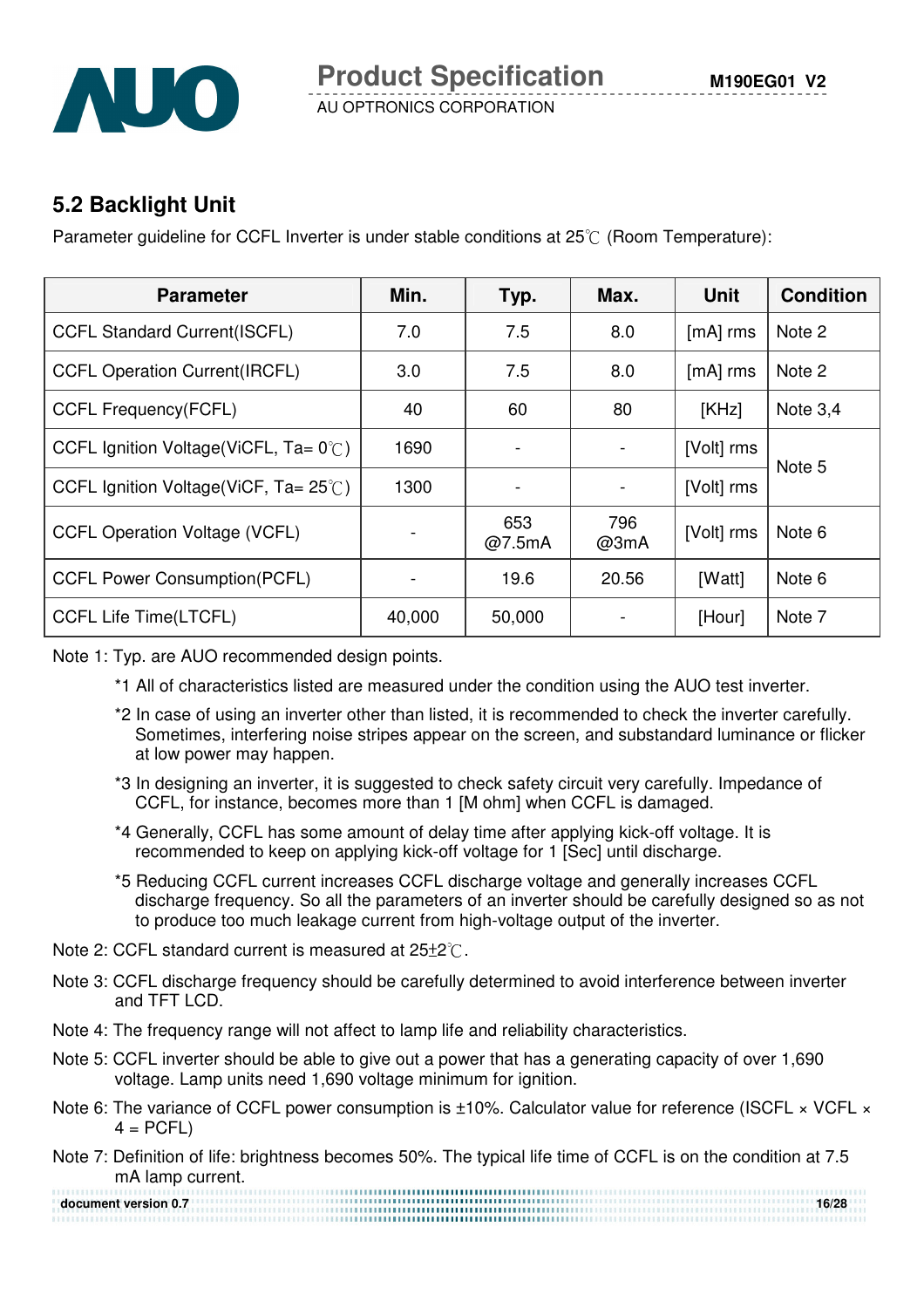## 5.2 Backlight Unit

Parameter guideline for CCFL Inverter is under stable conditions at 25℃ (Room Temperature):

| Parameter | Min. | Typ. | Max. | Unit | Condition |
|---|---|---|---|---|---|
| CCFL Standard Current(ISCFL) | 7.0 | 7.5 | 8.0 | [mA] rms | Note 2 |
| CCFL Operation Current(IRCFL) | 3.0 | 7.5 | 8.0 | [mA] rms | Note 2 |
| CCFL Frequency(FCFL) | 40 | 60 | 80 | [KHz] | Note 3,4 |
| CCFL Ignition Voltage(ViCFL, Ta= 0℃) | 1690 | - | - | [Volt] rms | Note 5 |
| CCFL Ignition Voltage(ViCF, Ta= 25℃) | 1300 | - | - | [Volt] rms | |
| CCFL Operation Voltage (VCFL) | - | 653 @7.5mA | 796 @3mA | [Volt] rms | Note 6 |
| CCFL Power Consumption(PCFL) | - | 19.6 | 20.56 | [Watt] | Note 6 |
| CCFL Life Time(LTCFL) | 40,000 | 50,000 | - | [Hour] | Note 7 |

Note 1: Typ. are AUO recommended design points.

*1 All of characteristics listed are measured under the condition using the AUO test inverter.

*2 In case of using an inverter other than listed, it is recommended to check the inverter carefully. Sometimes, interfering noise stripes appear on the screen, and substandard luminance or flicker at low power may happen.

*3 In designing an inverter, it is suggested to check safety circuit very carefully. Impedance of CCFL, for instance, becomes more than 1 [M ohm] when CCFL is damaged.

*4 Generally, CCFL has some amount of delay time after applying kick-off voltage. It is recommended to keep on applying kick-off voltage for 1 [Sec] until discharge.

*5 Reducing CCFL current increases CCFL discharge voltage and generally increases CCFL discharge frequency. So all the parameters of an inverter should be carefully designed so as not to produce too much leakage current from high-voltage output of the inverter.

Note 2: CCFL standard current is measured at 25±2℃.

Note 3: CCFL discharge frequency should be carefully determined to avoid interference between inverter and TFT LCD.

Note 4: The frequency range will not affect to lamp life and reliability characteristics.

Note 5: CCFL inverter should be able to give out a power that has a generating capacity of over 1,690 voltage. Lamp units need 1,690 voltage minimum for ignition.

Note 6: The variance of CCFL power consumption is ±10%. Calculator value for reference (ISCFL × VCFL × 4 = PCFL)

Note 7: Definition of life: brightness becomes 50%. The typical life time of CCFL is on the condition at 7.5 mA lamp current.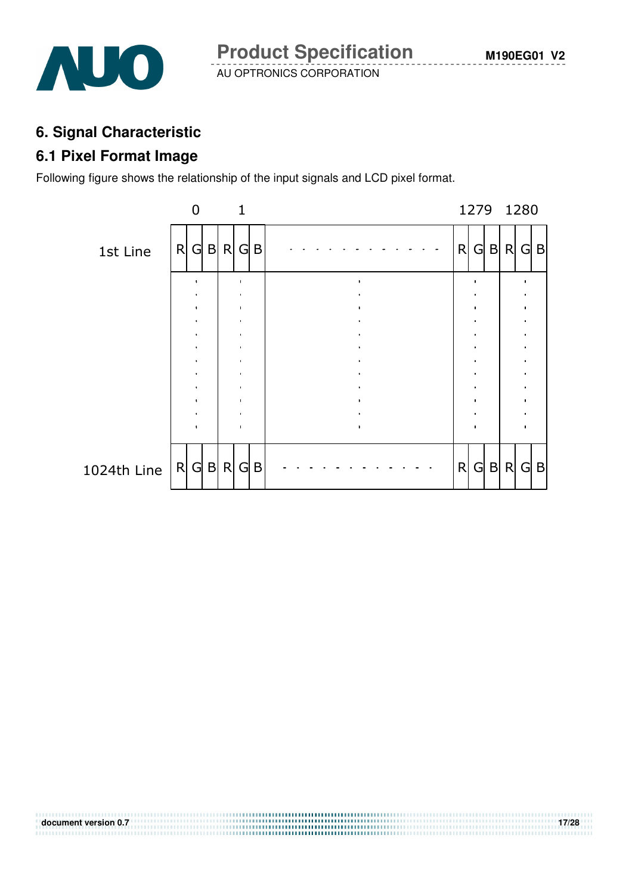## 6. Signal Characteristic

### 6.1 Pixel Format Image

Following figure shows the relationship of the input signals and LCD pixel format.

| | 0 | | | 1 | | | | 1279 | | | 1280 | | |
|---|---|---|---|---|---|---|---|---|---|---|---|---|---|
| 1st Line | R | G | B | R | G | B | - - - - - - - - - - - - | R | G | B | R | G | B |
| | . | | | . | | | . | | . | | | . | |
| 1024th Line | R | G | B | R | G | B | - - - - - - - - - - - - | R | G | B | R | G | B |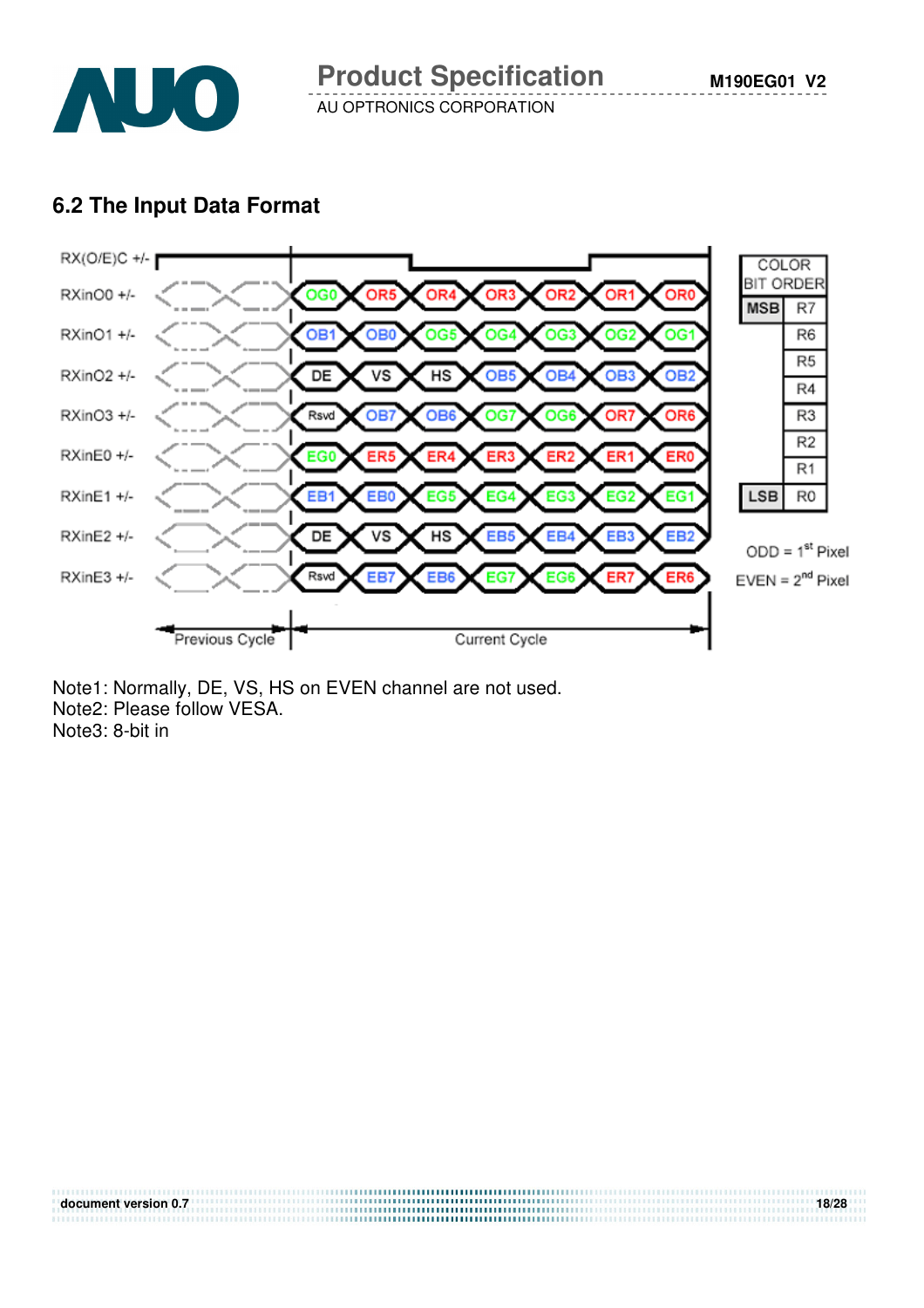## 6.2 The Input Data Format

| Signal | Previous Cycle | Current Cycle | | | | | | |
|---|---|---|---|---|---|---|---|---|
| RX(O/E)C +/- | | | | | | | | |
| RXinO0 +/- | | OG0 | OR5 | OR4 | OR3 | OR2 | OR1 | OR0 |
| RXinO1 +/- | | OB1 | OB0 | OG5 | OG4 | OG3 | OG2 | OG1 |
| RXinO2 +/- | | DE | VS | HS | OB5 | OB4 | OB3 | OB2 |
| RXinO3 +/- | | Rsvd | OB7 | OB6 | OG7 | OG6 | OR7 | OR6 |
| RXinE0 +/- | | EG0 | ER5 | ER4 | ER3 | ER2 | ER1 | ER0 |
| RXinE1 +/- | | EB1 | EB0 | EG5 | EG4 | EG3 | EG2 | EG1 |
| RXinE2 +/- | | DE | VS | HS | EB5 | EB4 | EB3 | EB2 |
| RXinE3 +/- | | Rsvd | EB7 | EB6 | EG7 | EG6 | ER7 | ER6 |

| COLOR BIT ORDER | |
|---|---|
| MSB | R7 |
| | R6 |
| | R5 |
| | R4 |
| | R3 |
| | R2 |
| | R1 |
| LSB | R0 |

ODD = 1st Pixel
EVEN = 2nd Pixel

Note1: Normally, DE, VS, HS on EVEN channel are not used.
Note2: Please follow VESA.
Note3: 8-bit in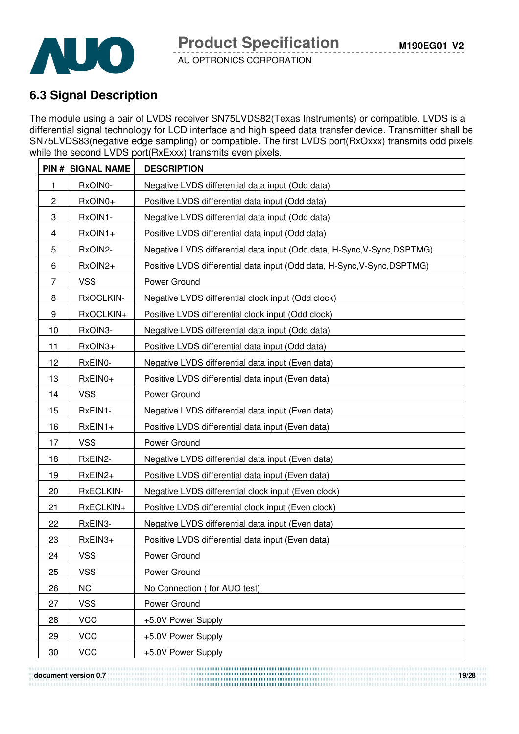## 6.3 Signal Description

The module using a pair of LVDS receiver SN75LVDS82(Texas Instruments) or compatible. LVDS is a differential signal technology for LCD interface and high speed data transfer device. Transmitter shall be SN75LVDS83(negative edge sampling) or compatible**.** The first LVDS port(RxOxxx) transmits odd pixels while the second LVDS port(RxExxx) transmits even pixels.

| PIN # | SIGNAL NAME | DESCRIPTION |
|---|---|---|
| 1 | RxOIN0- | Negative LVDS differential data input (Odd data) |
| 2 | RxOIN0+ | Positive LVDS differential data input (Odd data) |
| 3 | RxOIN1- | Negative LVDS differential data input (Odd data) |
| 4 | RxOIN1+ | Positive LVDS differential data input (Odd data) |
| 5 | RxOIN2- | Negative LVDS differential data input (Odd data, H-Sync,V-Sync,DSPTMG) |
| 6 | RxOIN2+ | Positive LVDS differential data input (Odd data, H-Sync,V-Sync,DSPTMG) |
| 7 | VSS | Power Ground |
| 8 | RxOCLKIN- | Negative LVDS differential clock input (Odd clock) |
| 9 | RxOCLKIN+ | Positive LVDS differential clock input (Odd clock) |
| 10 | RxOIN3- | Negative LVDS differential data input (Odd data) |
| 11 | RxOIN3+ | Positive LVDS differential data input (Odd data) |
| 12 | RxEIN0- | Negative LVDS differential data input (Even data) |
| 13 | RxEIN0+ | Positive LVDS differential data input (Even data) |
| 14 | VSS | Power Ground |
| 15 | RxEIN1- | Negative LVDS differential data input (Even data) |
| 16 | RxEIN1+ | Positive LVDS differential data input (Even data) |
| 17 | VSS | Power Ground |
| 18 | RxEIN2- | Negative LVDS differential data input (Even data) |
| 19 | RxEIN2+ | Positive LVDS differential data input (Even data) |
| 20 | RxECLKIN- | Negative LVDS differential clock input (Even clock) |
| 21 | RxECLKIN+ | Positive LVDS differential clock input (Even clock) |
| 22 | RxEIN3- | Negative LVDS differential data input (Even data) |
| 23 | RxEIN3+ | Positive LVDS differential data input (Even data) |
| 24 | VSS | Power Ground |
| 25 | VSS | Power Ground |
| 26 | NC | No Connection ( for AUO test) |
| 27 | VSS | Power Ground |
| 28 | VCC | +5.0V Power Supply |
| 29 | VCC | +5.0V Power Supply |
| 30 | VCC | +5.0V Power Supply |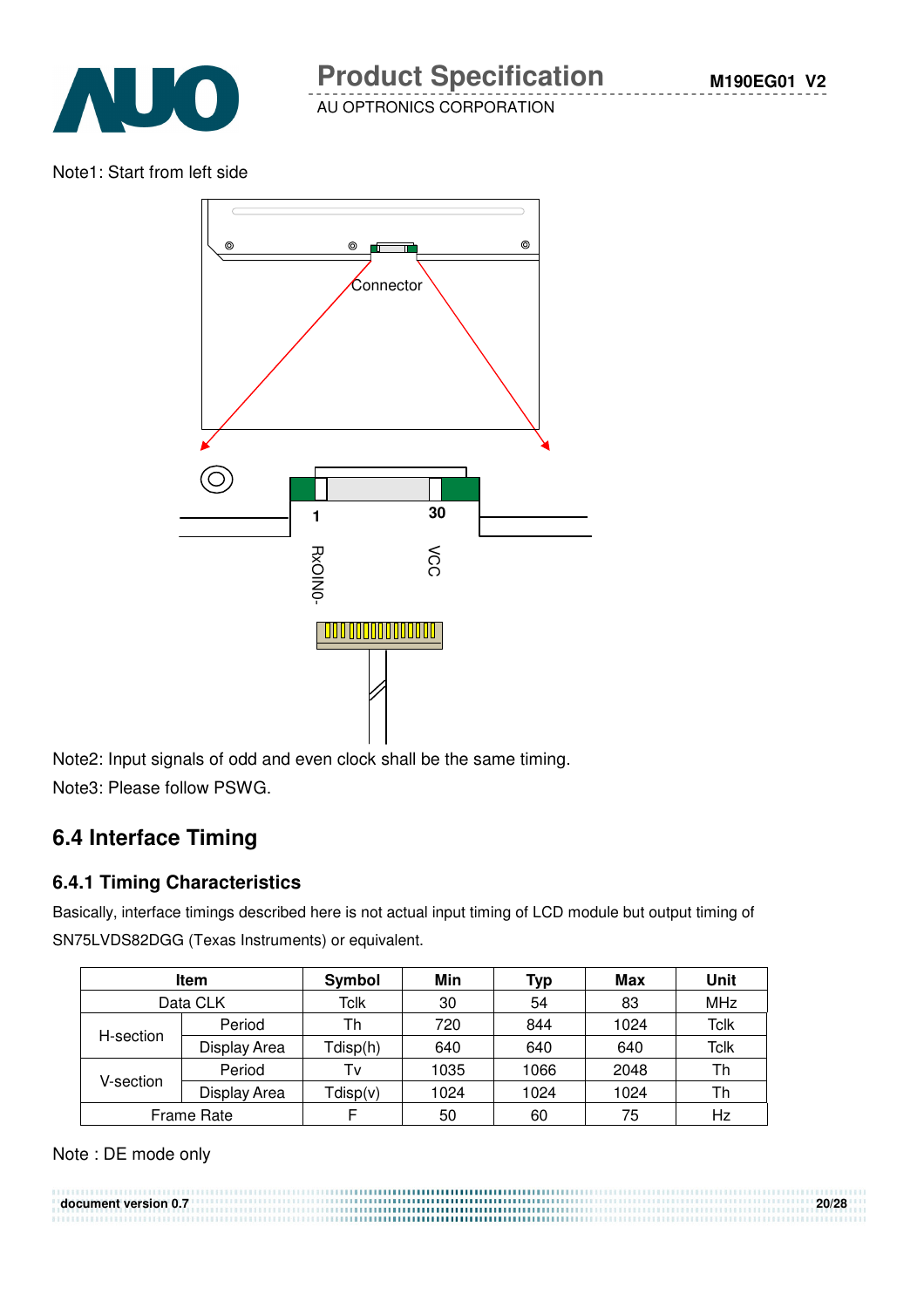Note1: Start from left side

Connector

1 30

RxOIN0- VCC

Note2: Input signals of odd and even clock shall be the same timing.

Note3: Please follow PSWG.

## 6.4 Interface Timing

### 6.4.1 Timing Characteristics

Basically, interface timings described here is not actual input timing of LCD module but output timing of SN75LVDS82DGG (Texas Instruments) or equivalent.

| Item | | Symbol | Min | Typ | Max | Unit |
|---|---|---|---|---|---|---|
| Data CLK | | Tclk | 30 | 54 | 83 | MHz |
| H-section | Period | Th | 720 | 844 | 1024 | Tclk |
| | Display Area | Tdisp(h) | 640 | 640 | 640 | Tclk |
| V-section | Period | Tv | 1035 | 1066 | 2048 | Th |
| | Display Area | Tdisp(v) | 1024 | 1024 | 1024 | Th |
| Frame Rate | | F | 50 | 60 | 75 | Hz |

Note : DE mode only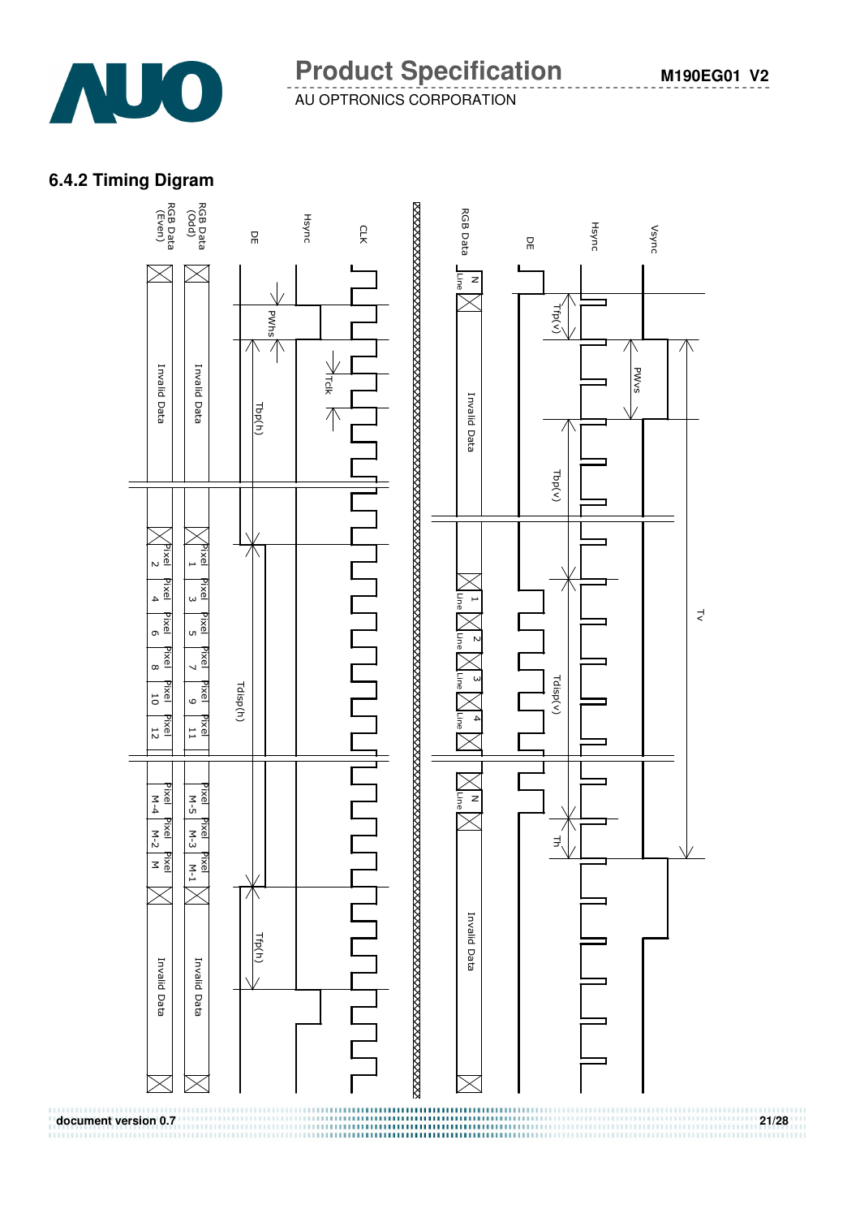### 6.4.2 Timing Digram

CLK

Hsync

DE

RGB Data (Odd)

RGB Data (Even)

PWhs

Tclk

Tbp(h)

Invalid Data

Invalid Data

Pixel 1 Pixel 3 Pixel 5 Pixel 7 Pixel 9 Pixel 11

Pixel 2 Pixel 4 Pixel 6 Pixel 8 Pixel 10 Pixel 12

Tdisp(h)

Pixel M-5 Pixel M-3 Pixel M-1

Pixel M-4 Pixel M-2 Pixel M

Tfp(h)

Invalid Data

Invalid Data

Vsync

Hsync

DE

RGB Data

N Line

Tfp(v)

PWvs

Invalid Data

Tbp(v)

1 Line 2 Line 3 Line 4 Line

Tdisp(v)

Tv

N Line

Th

Invalid Data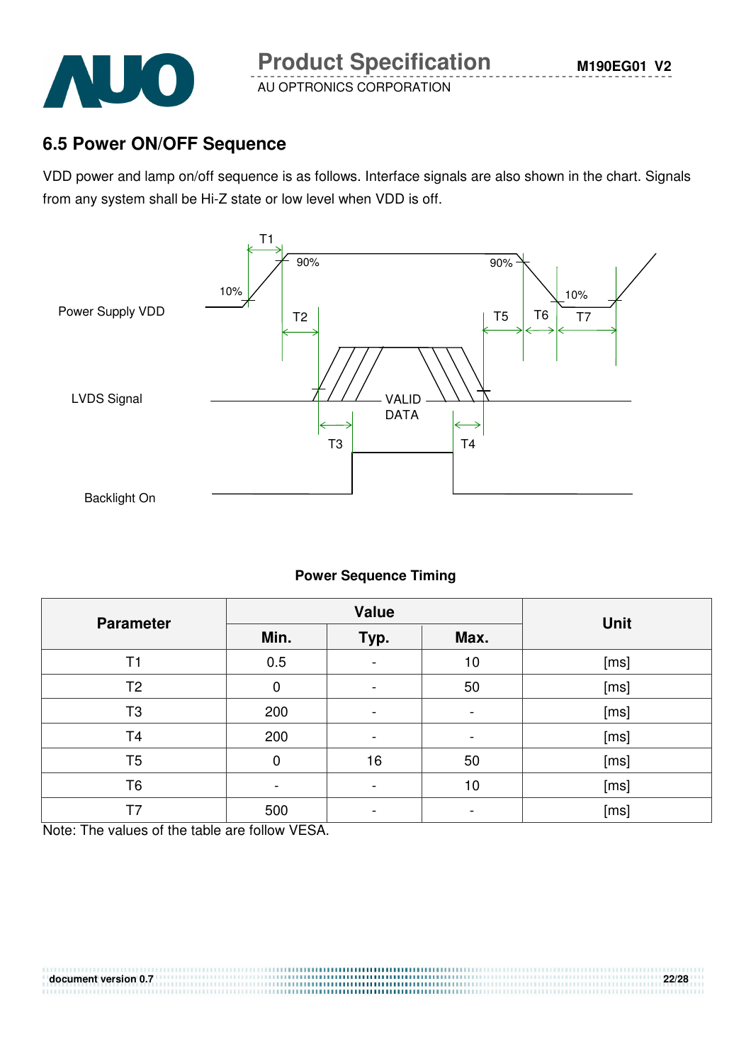## 6.5 Power ON/OFF Sequence

VDD power and lamp on/off sequence is as follows. Interface signals are also shown in the chart. Signals from any system shall be Hi-Z state or low level when VDD is off.

**Power Sequence Timing**

| Parameter | Value | | | Unit |
|---|---|---|---|---|
| | Min. | Typ. | Max. | |
| T1 | 0.5 | - | 10 | [ms] |
| T2 | 0 | - | 50 | [ms] |
| T3 | 200 | - | - | [ms] |
| T4 | 200 | - | - | [ms] |
| T5 | 0 | 16 | 50 | [ms] |
| T6 | - | - | 10 | [ms] |
| T7 | 500 | - | - | [ms] |

Note: The values of the table are follow VESA.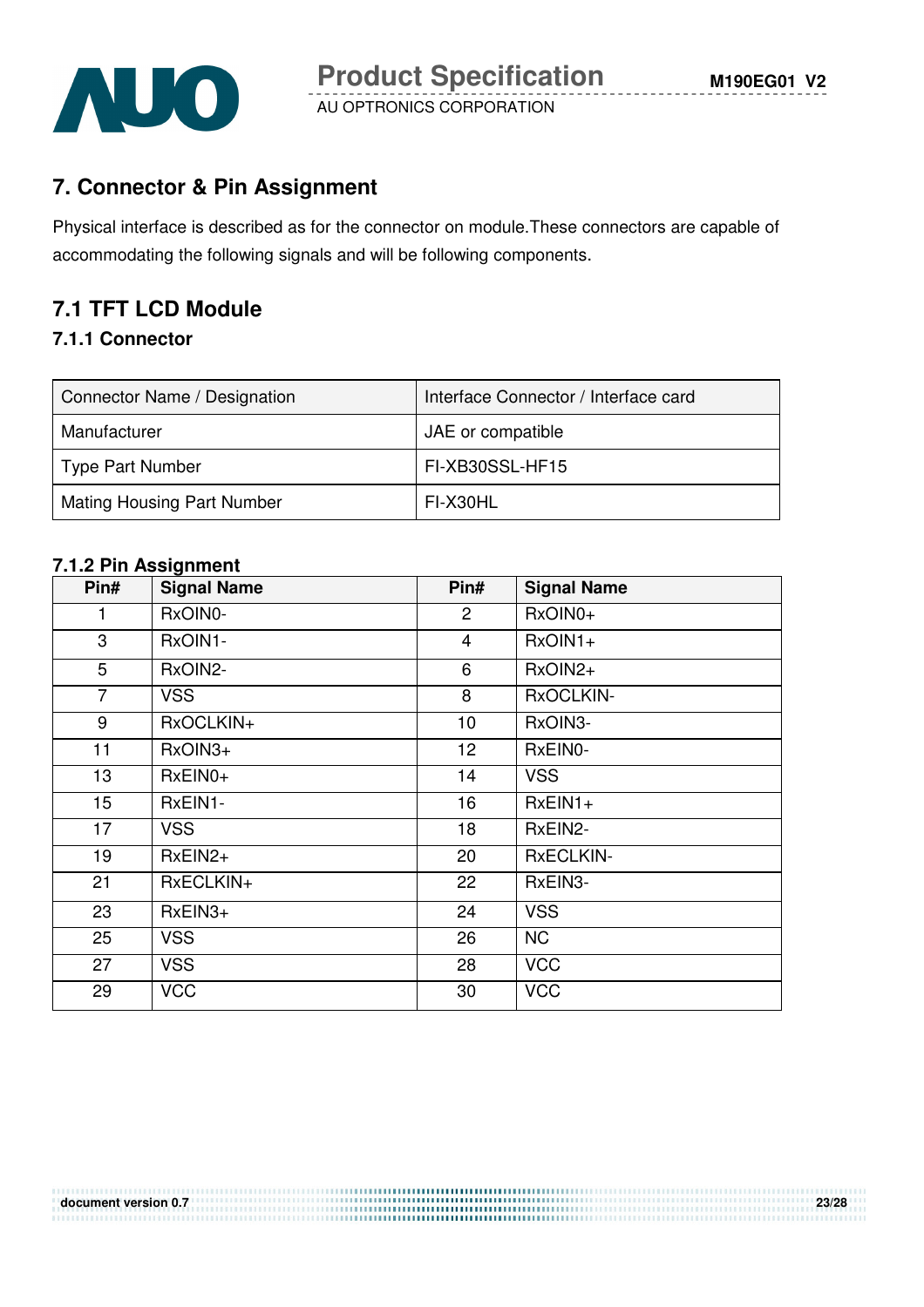## 7. Connector & Pin Assignment

Physical interface is described as for the connector on module.These connectors are capable of accommodating the following signals and will be following components.

## 7.1 TFT LCD Module

### 7.1.1 Connector

| Connector Name / Designation | Interface Connector / Interface card |
|---|---|
| Manufacturer | JAE or compatible |
| Type Part Number | FI-XB30SSL-HF15 |
| Mating Housing Part Number | FI-X30HL |

### 7.1.2 Pin Assignment

| Pin# | Signal Name | Pin# | Signal Name |
|---|---|---|---|
| 1 | RxOIN0- | 2 | RxOIN0+ |
| 3 | RxOIN1- | 4 | RxOIN1+ |
| 5 | RxOIN2- | 6 | RxOIN2+ |
| 7 | VSS | 8 | RxOCLKIN- |
| 9 | RxOCLKIN+ | 10 | RxOIN3- |
| 11 | RxOIN3+ | 12 | RxEIN0- |
| 13 | RxEIN0+ | 14 | VSS |
| 15 | RxEIN1- | 16 | RxEIN1+ |
| 17 | VSS | 18 | RxEIN2- |
| 19 | RxEIN2+ | 20 | RxECLKIN- |
| 21 | RxECLKIN+ | 22 | RxEIN3- |
| 23 | RxEIN3+ | 24 | VSS |
| 25 | VSS | 26 | NC |
| 27 | VSS | 28 | VCC |
| 29 | VCC | 30 | VCC |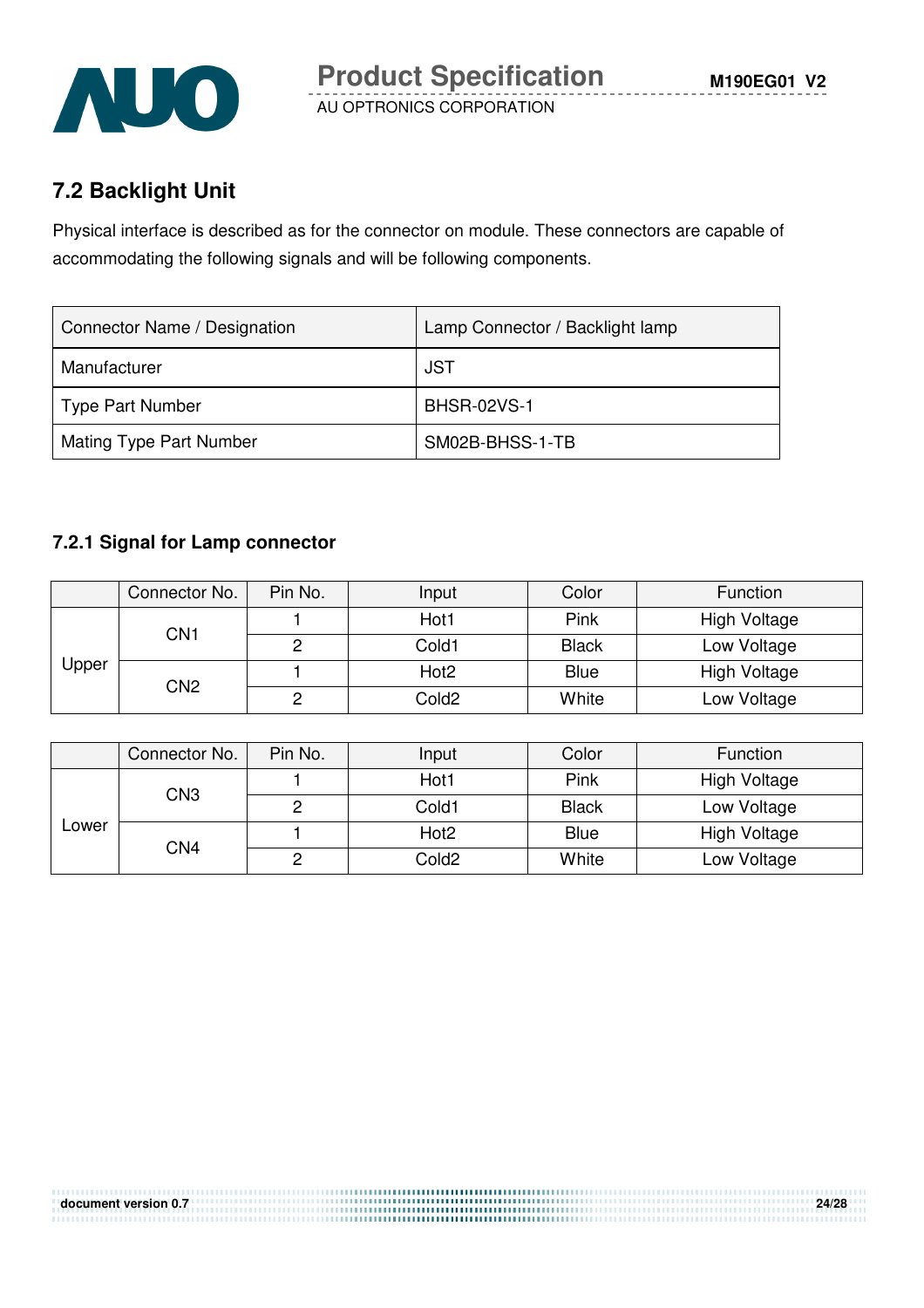## 7.2 Backlight Unit

Physical interface is described as for the connector on module. These connectors are capable of accommodating the following signals and will be following components.

| Connector Name / Designation | Lamp Connector / Backlight lamp |
|---|---|
| Manufacturer | JST |
| Type Part Number | BHSR-02VS-1 |
| Mating Type Part Number | SM02B-BHSS-1-TB |

### 7.2.1 Signal for Lamp connector

| | Connector No. | Pin No. | Input | Color | Function |
|---|---|---|---|---|---|
| Upper | CN1 | 1 | Hot1 | Pink | High Voltage |
| | | 2 | Cold1 | Black | Low Voltage |
| | CN2 | 1 | Hot2 | Blue | High Voltage |
| | | 2 | Cold2 | White | Low Voltage |

| | Connector No. | Pin No. | Input | Color | Function |
|---|---|---|---|---|---|
| Lower | CN3 | 1 | Hot1 | Pink | High Voltage |
| | | 2 | Cold1 | Black | Low Voltage |
| | CN4 | 1 | Hot2 | Blue | High Voltage |
| | | 2 | Cold2 | White | Low Voltage |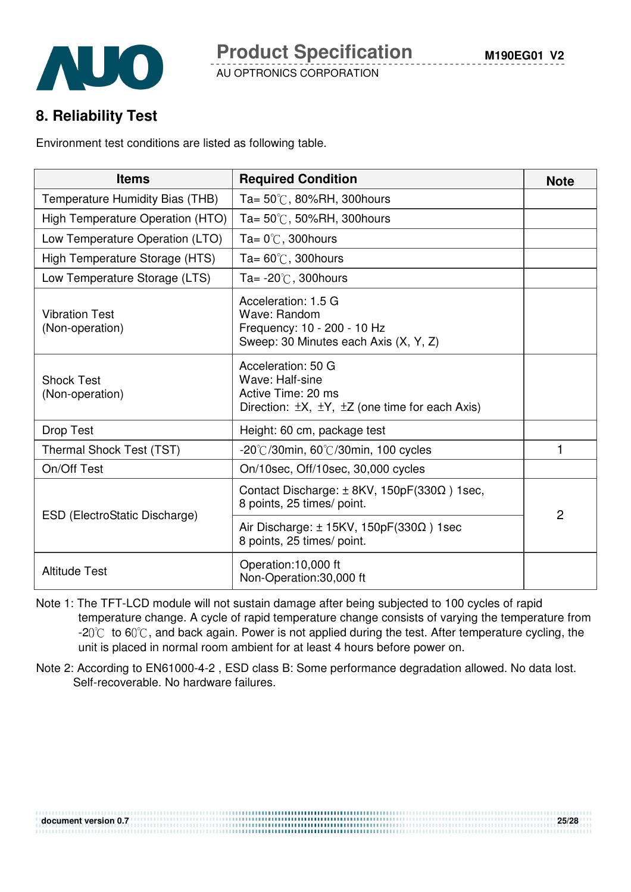## 8. Reliability Test

Environment test conditions are listed as following table.

| Items | Required Condition | Note |
|---|---|---|
| Temperature Humidity Bias (THB) | Ta= 50℃, 80%RH, 300hours | |
| High Temperature Operation (HTO) | Ta= 50℃, 50%RH, 300hours | |
| Low Temperature Operation (LTO) | Ta= 0℃, 300hours | |
| High Temperature Storage (HTS) | Ta= 60℃, 300hours | |
| Low Temperature Storage (LTS) | Ta= -20℃, 300hours | |
| Vibration Test (Non-operation) | Acceleration: 1.5 G<br>Wave: Random<br>Frequency: 10 - 200 - 10 Hz<br>Sweep: 30 Minutes each Axis (X, Y, Z) | |
| Shock Test (Non-operation) | Acceleration: 50 G<br>Wave: Half-sine<br>Active Time: 20 ms<br>Direction: ±X, ±Y, ±Z (one time for each Axis) | |
| Drop Test | Height: 60 cm, package test | |
| Thermal Shock Test (TST) | -20℃/30min, 60℃/30min, 100 cycles | 1 |
| On/Off Test | On/10sec, Off/10sec, 30,000 cycles | |
| ESD (ElectroStatic Discharge) | Contact Discharge: ± 8KV, 150pF(330Ω ) 1sec, 8 points, 25 times/ point. | 2 |
| | Air Discharge: ± 15KV, 150pF(330Ω ) 1sec 8 points, 25 times/ point. | |
| Altitude Test | Operation:10,000 ft<br>Non-Operation:30,000 ft | |

Note 1: The TFT-LCD module will not sustain damage after being subjected to 100 cycles of rapid temperature change. A cycle of rapid temperature change consists of varying the temperature from -20℃ to 60℃, and back again. Power is not applied during the test. After temperature cycling, the unit is placed in normal room ambient for at least 4 hours before power on.

Note 2: According to EN61000-4-2 , ESD class B: Some performance degradation allowed. No data lost. Self-recoverable. No hardware failures.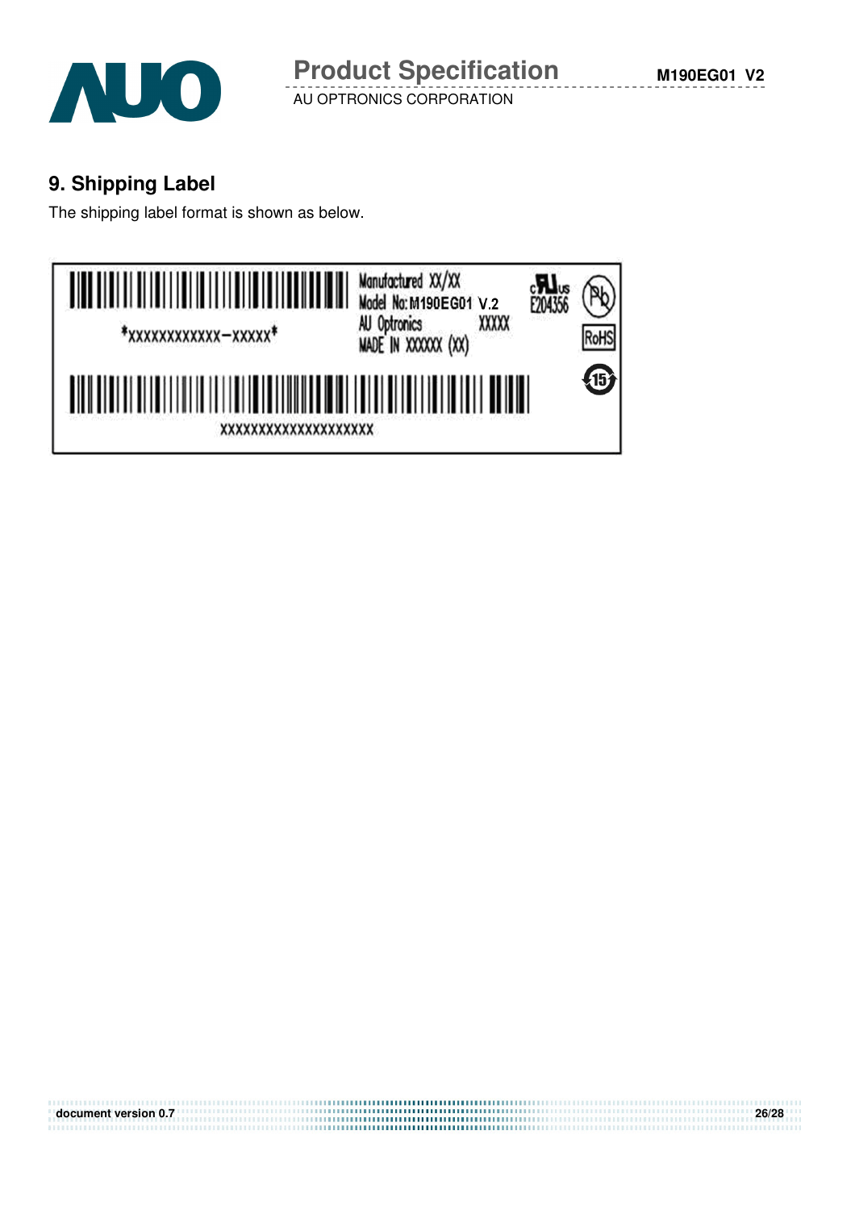## 9. Shipping Label

The shipping label format is shown as below.

*XXXXXXXXXXXX–XXXXX*

Manufactured XX/XX
Model No: M190EG01 V.2
AU Optronics XXXXX
MADE IN XXXXXX (XX)

E204356

RoHS

XXXXXXXXXXXXXXXXXXXX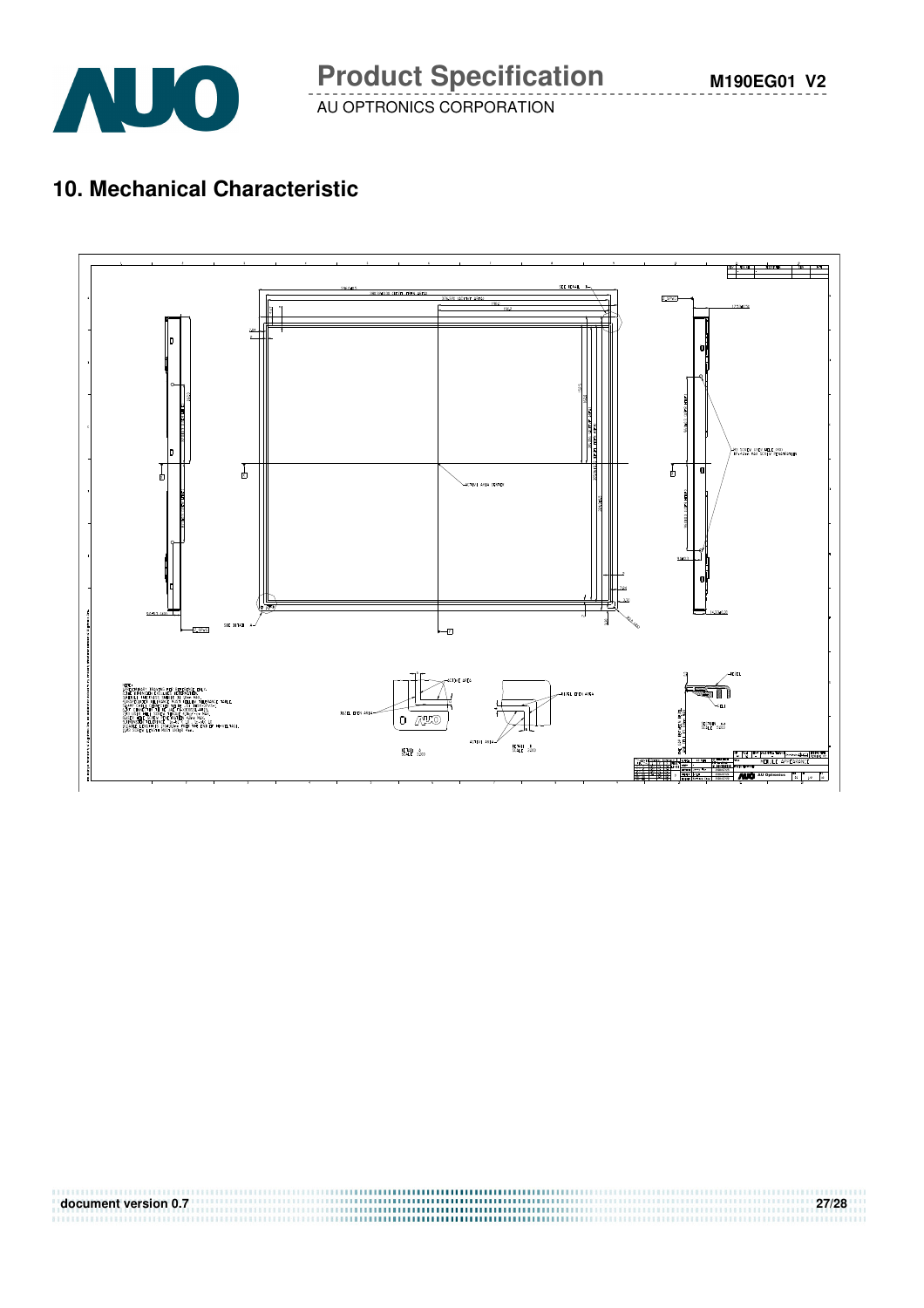## 10. Mechanical Characteristic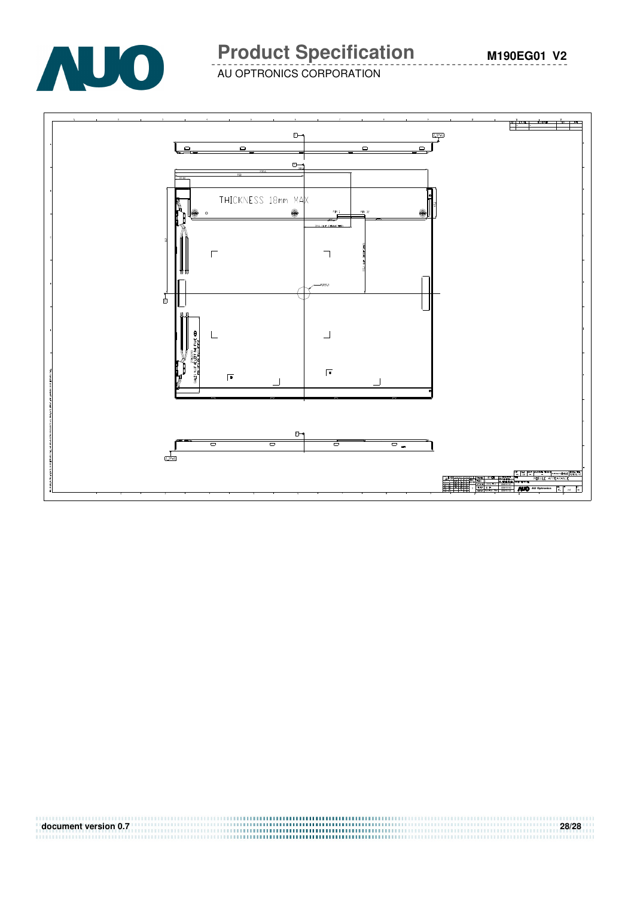THICKNESS 18mm MAX

MODULE APPEARANCE

AU Optronics